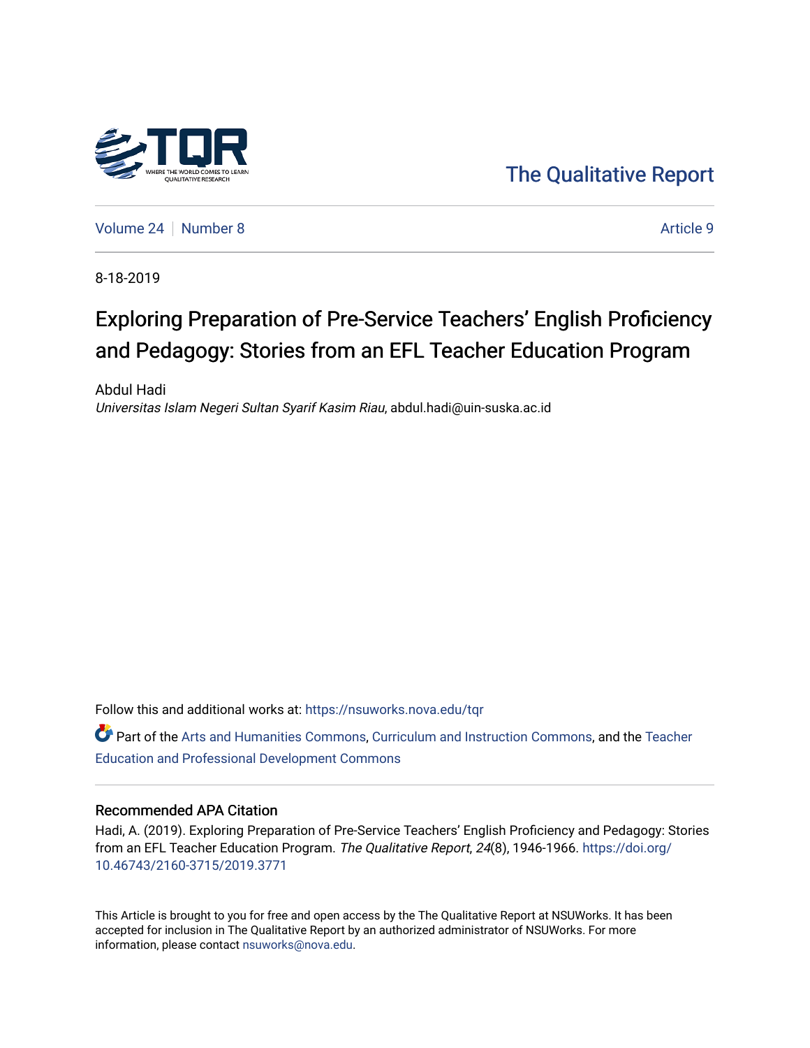The Qualitative Report

Volume 24 | Number 8 | Article 9

8-18-2019

# Exploring Preparation of Pre-Service Teachers' English Proficiency and Pedagogy: Stories from an EFL Teacher Education Program

Abdul Hadi
*Universitas Islam Negeri Sultan Syarif Kasim Riau*, abdul.hadi@uin-suska.ac.id

Follow this and additional works at: https://nsuworks.nova.edu/tqr

Part of the Arts and Humanities Commons, Curriculum and Instruction Commons, and the Teacher Education and Professional Development Commons

## Recommended APA Citation

Hadi, A. (2019). Exploring Preparation of Pre-Service Teachers' English Proficiency and Pedagogy: Stories from an EFL Teacher Education Program. *The Qualitative Report*, *24*(8), 1946-1966. https://doi.org/10.46743/2160-3715/2019.3771

This Article is brought to you for free and open access by the The Qualitative Report at NSUWorks. It has been accepted for inclusion in The Qualitative Report by an authorized administrator of NSUWorks. For more information, please contact nsuworks@nova.edu.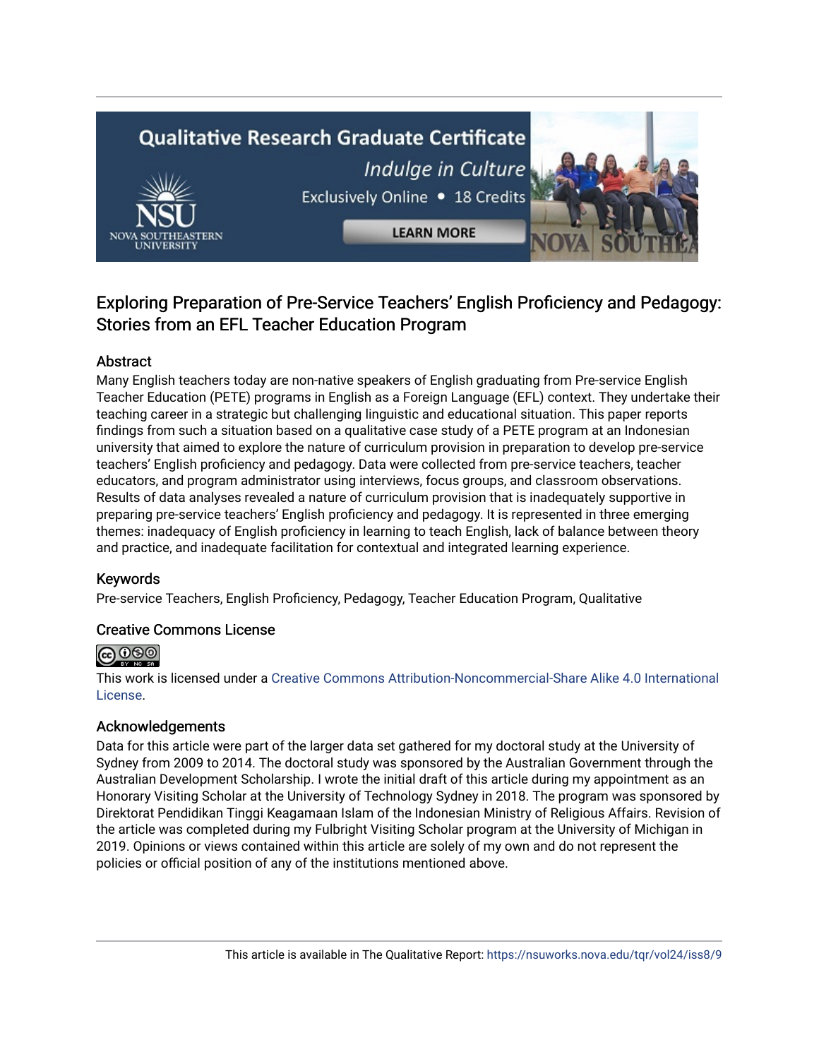# Exploring Preparation of Pre-Service Teachers' English Proficiency and Pedagogy: Stories from an EFL Teacher Education Program

## Abstract

Many English teachers today are non-native speakers of English graduating from Pre-service English Teacher Education (PETE) programs in English as a Foreign Language (EFL) context. They undertake their teaching career in a strategic but challenging linguistic and educational situation. This paper reports findings from such a situation based on a qualitative case study of a PETE program at an Indonesian university that aimed to explore the nature of curriculum provision in preparation to develop pre-service teachers' English proficiency and pedagogy. Data were collected from pre-service teachers, teacher educators, and program administrator using interviews, focus groups, and classroom observations. Results of data analyses revealed a nature of curriculum provision that is inadequately supportive in preparing pre-service teachers' English proficiency and pedagogy. It is represented in three emerging themes: inadequacy of English proficiency in learning to teach English, lack of balance between theory and practice, and inadequate facilitation for contextual and integrated learning experience.

## Keywords

Pre-service Teachers, English Proficiency, Pedagogy, Teacher Education Program, Qualitative

## Creative Commons License

This work is licensed under a Creative Commons Attribution-Noncommercial-Share Alike 4.0 International License.

## Acknowledgements

Data for this article were part of the larger data set gathered for my doctoral study at the University of Sydney from 2009 to 2014. The doctoral study was sponsored by the Australian Government through the Australian Development Scholarship. I wrote the initial draft of this article during my appointment as an Honorary Visiting Scholar at the University of Technology Sydney in 2018. The program was sponsored by Direktorat Pendidikan Tinggi Keagamaan Islam of the Indonesian Ministry of Religious Affairs. Revision of the article was completed during my Fulbright Visiting Scholar program at the University of Michigan in 2019. Opinions or views contained within this article are solely of my own and do not represent the policies or official position of any of the institutions mentioned above.

This article is available in The Qualitative Report: https://nsuworks.nova.edu/tqr/vol24/iss8/9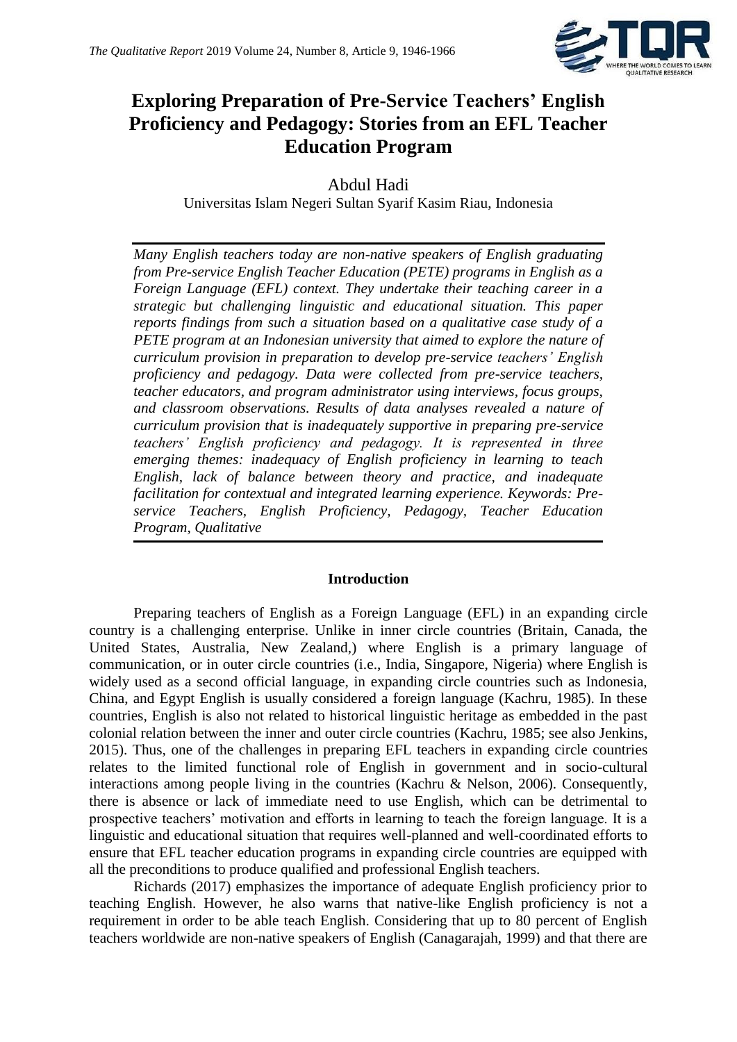# Exploring Preparation of Pre-Service Teachers' English Proficiency and Pedagogy: Stories from an EFL Teacher Education Program

Abdul Hadi

Universitas Islam Negeri Sultan Syarif Kasim Riau, Indonesia

*Many English teachers today are non-native speakers of English graduating from Pre-service English Teacher Education (PETE) programs in English as a Foreign Language (EFL) context. They undertake their teaching career in a strategic but challenging linguistic and educational situation. This paper reports findings from such a situation based on a qualitative case study of a PETE program at an Indonesian university that aimed to explore the nature of curriculum provision in preparation to develop pre-service teachers' English proficiency and pedagogy. Data were collected from pre-service teachers, teacher educators, and program administrator using interviews, focus groups, and classroom observations. Results of data analyses revealed a nature of curriculum provision that is inadequately supportive in preparing pre-service teachers' English proficiency and pedagogy. It is represented in three emerging themes: inadequacy of English proficiency in learning to teach English, lack of balance between theory and practice, and inadequate facilitation for contextual and integrated learning experience. Keywords: Pre-service Teachers, English Proficiency, Pedagogy, Teacher Education Program, Qualitative*

## Introduction

Preparing teachers of English as a Foreign Language (EFL) in an expanding circle country is a challenging enterprise. Unlike in inner circle countries (Britain, Canada, the United States, Australia, New Zealand,) where English is a primary language of communication, or in outer circle countries (i.e., India, Singapore, Nigeria) where English is widely used as a second official language, in expanding circle countries such as Indonesia, China, and Egypt English is usually considered a foreign language (Kachru, 1985). In these countries, English is also not related to historical linguistic heritage as embedded in the past colonial relation between the inner and outer circle countries (Kachru, 1985; see also Jenkins, 2015). Thus, one of the challenges in preparing EFL teachers in expanding circle countries relates to the limited functional role of English in government and in socio-cultural interactions among people living in the countries (Kachru & Nelson, 2006). Consequently, there is absence or lack of immediate need to use English, which can be detrimental to prospective teachers' motivation and efforts in learning to teach the foreign language. It is a linguistic and educational situation that requires well-planned and well-coordinated efforts to ensure that EFL teacher education programs in expanding circle countries are equipped with all the preconditions to produce qualified and professional English teachers.

Richards (2017) emphasizes the importance of adequate English proficiency prior to teaching English. However, he also warns that native-like English proficiency is not a requirement in order to be able teach English. Considering that up to 80 percent of English teachers worldwide are non-native speakers of English (Canagarajah, 1999) and that there are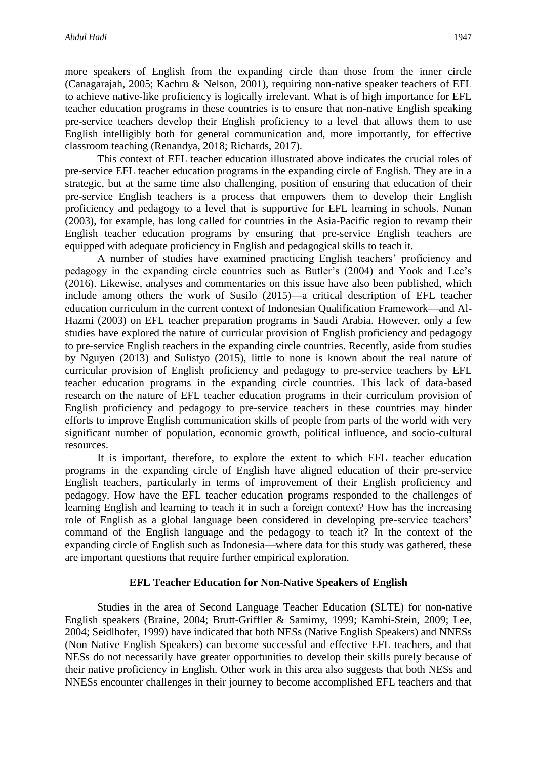more speakers of English from the expanding circle than those from the inner circle (Canagarajah, 2005; Kachru & Nelson, 2001), requiring non-native speaker teachers of EFL to achieve native-like proficiency is logically irrelevant. What is of high importance for EFL teacher education programs in these countries is to ensure that non-native English speaking pre-service teachers develop their English proficiency to a level that allows them to use English intelligibly both for general communication and, more importantly, for effective classroom teaching (Renandya, 2018; Richards, 2017).

This context of EFL teacher education illustrated above indicates the crucial roles of pre-service EFL teacher education programs in the expanding circle of English. They are in a strategic, but at the same time also challenging, position of ensuring that education of their pre-service English teachers is a process that empowers them to develop their English proficiency and pedagogy to a level that is supportive for EFL learning in schools. Nunan (2003), for example, has long called for countries in the Asia-Pacific region to revamp their English teacher education programs by ensuring that pre-service English teachers are equipped with adequate proficiency in English and pedagogical skills to teach it.

A number of studies have examined practicing English teachers' proficiency and pedagogy in the expanding circle countries such as Butler's (2004) and Yook and Lee's (2016). Likewise, analyses and commentaries on this issue have also been published, which include among others the work of Susilo (2015)—a critical description of EFL teacher education curriculum in the current context of Indonesian Qualification Framework—and Al-Hazmi (2003) on EFL teacher preparation programs in Saudi Arabia. However, only a few studies have explored the nature of curricular provision of English proficiency and pedagogy to pre-service English teachers in the expanding circle countries. Recently, aside from studies by Nguyen (2013) and Sulistyo (2015), little to none is known about the real nature of curricular provision of English proficiency and pedagogy to pre-service teachers by EFL teacher education programs in the expanding circle countries. This lack of data-based research on the nature of EFL teacher education programs in their curriculum provision of English proficiency and pedagogy to pre-service teachers in these countries may hinder efforts to improve English communication skills of people from parts of the world with very significant number of population, economic growth, political influence, and socio-cultural resources.

It is important, therefore, to explore the extent to which EFL teacher education programs in the expanding circle of English have aligned education of their pre-service English teachers, particularly in terms of improvement of their English proficiency and pedagogy. How have the EFL teacher education programs responded to the challenges of learning English and learning to teach it in such a foreign context? How has the increasing role of English as a global language been considered in developing pre-service teachers' command of the English language and the pedagogy to teach it? In the context of the expanding circle of English such as Indonesia—where data for this study was gathered, these are important questions that require further empirical exploration.

## EFL Teacher Education for Non-Native Speakers of English

Studies in the area of Second Language Teacher Education (SLTE) for non-native English speakers (Braine, 2004; Brutt-Griffler & Samimy, 1999; Kamhi-Stein, 2009; Lee, 2004; Seidlhofer, 1999) have indicated that both NESs (Native English Speakers) and NNESs (Non Native English Speakers) can become successful and effective EFL teachers, and that NESs do not necessarily have greater opportunities to develop their skills purely because of their native proficiency in English. Other work in this area also suggests that both NESs and NNESs encounter challenges in their journey to become accomplished EFL teachers and that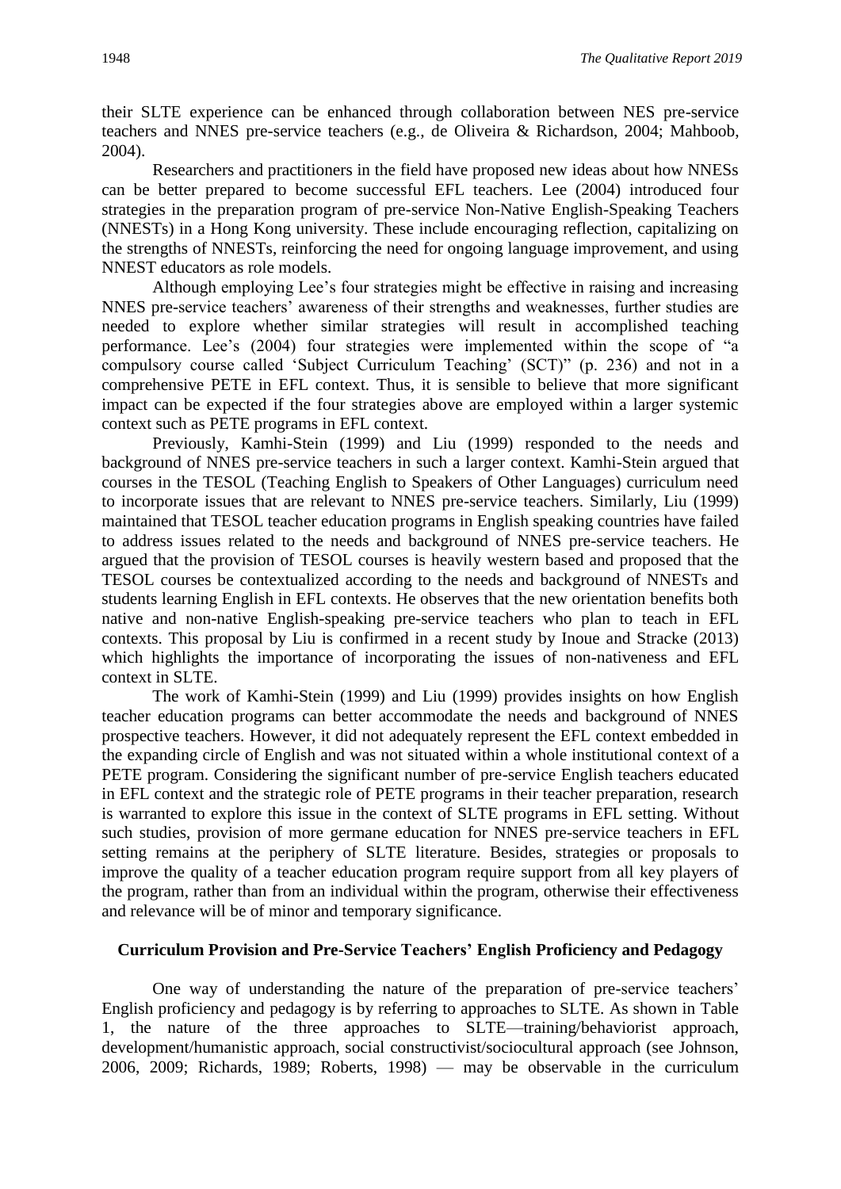their SLTE experience can be enhanced through collaboration between NES pre-service teachers and NNES pre-service teachers (e.g., de Oliveira & Richardson, 2004; Mahboob, 2004).

Researchers and practitioners in the field have proposed new ideas about how NNESs can be better prepared to become successful EFL teachers. Lee (2004) introduced four strategies in the preparation program of pre-service Non-Native English-Speaking Teachers (NNESTs) in a Hong Kong university. These include encouraging reflection, capitalizing on the strengths of NNESTs, reinforcing the need for ongoing language improvement, and using NNEST educators as role models.

Although employing Lee's four strategies might be effective in raising and increasing NNES pre-service teachers' awareness of their strengths and weaknesses, further studies are needed to explore whether similar strategies will result in accomplished teaching performance. Lee's (2004) four strategies were implemented within the scope of "a compulsory course called 'Subject Curriculum Teaching' (SCT)" (p. 236) and not in a comprehensive PETE in EFL context. Thus, it is sensible to believe that more significant impact can be expected if the four strategies above are employed within a larger systemic context such as PETE programs in EFL context.

Previously, Kamhi-Stein (1999) and Liu (1999) responded to the needs and background of NNES pre-service teachers in such a larger context. Kamhi-Stein argued that courses in the TESOL (Teaching English to Speakers of Other Languages) curriculum need to incorporate issues that are relevant to NNES pre-service teachers. Similarly, Liu (1999) maintained that TESOL teacher education programs in English speaking countries have failed to address issues related to the needs and background of NNES pre-service teachers. He argued that the provision of TESOL courses is heavily western based and proposed that the TESOL courses be contextualized according to the needs and background of NNESTs and students learning English in EFL contexts. He observes that the new orientation benefits both native and non-native English-speaking pre-service teachers who plan to teach in EFL contexts. This proposal by Liu is confirmed in a recent study by Inoue and Stracke (2013) which highlights the importance of incorporating the issues of non-nativeness and EFL context in SLTE.

The work of Kamhi-Stein (1999) and Liu (1999) provides insights on how English teacher education programs can better accommodate the needs and background of NNES prospective teachers. However, it did not adequately represent the EFL context embedded in the expanding circle of English and was not situated within a whole institutional context of a PETE program. Considering the significant number of pre-service English teachers educated in EFL context and the strategic role of PETE programs in their teacher preparation, research is warranted to explore this issue in the context of SLTE programs in EFL setting. Without such studies, provision of more germane education for NNES pre-service teachers in EFL setting remains at the periphery of SLTE literature. Besides, strategies or proposals to improve the quality of a teacher education program require support from all key players of the program, rather than from an individual within the program, otherwise their effectiveness and relevance will be of minor and temporary significance.

## Curriculum Provision and Pre-Service Teachers' English Proficiency and Pedagogy

One way of understanding the nature of the preparation of pre-service teachers' English proficiency and pedagogy is by referring to approaches to SLTE. As shown in Table 1, the nature of the three approaches to SLTE—training/behaviorist approach, development/humanistic approach, social constructivist/sociocultural approach (see Johnson, 2006, 2009; Richards, 1989; Roberts, 1998) — may be observable in the curriculum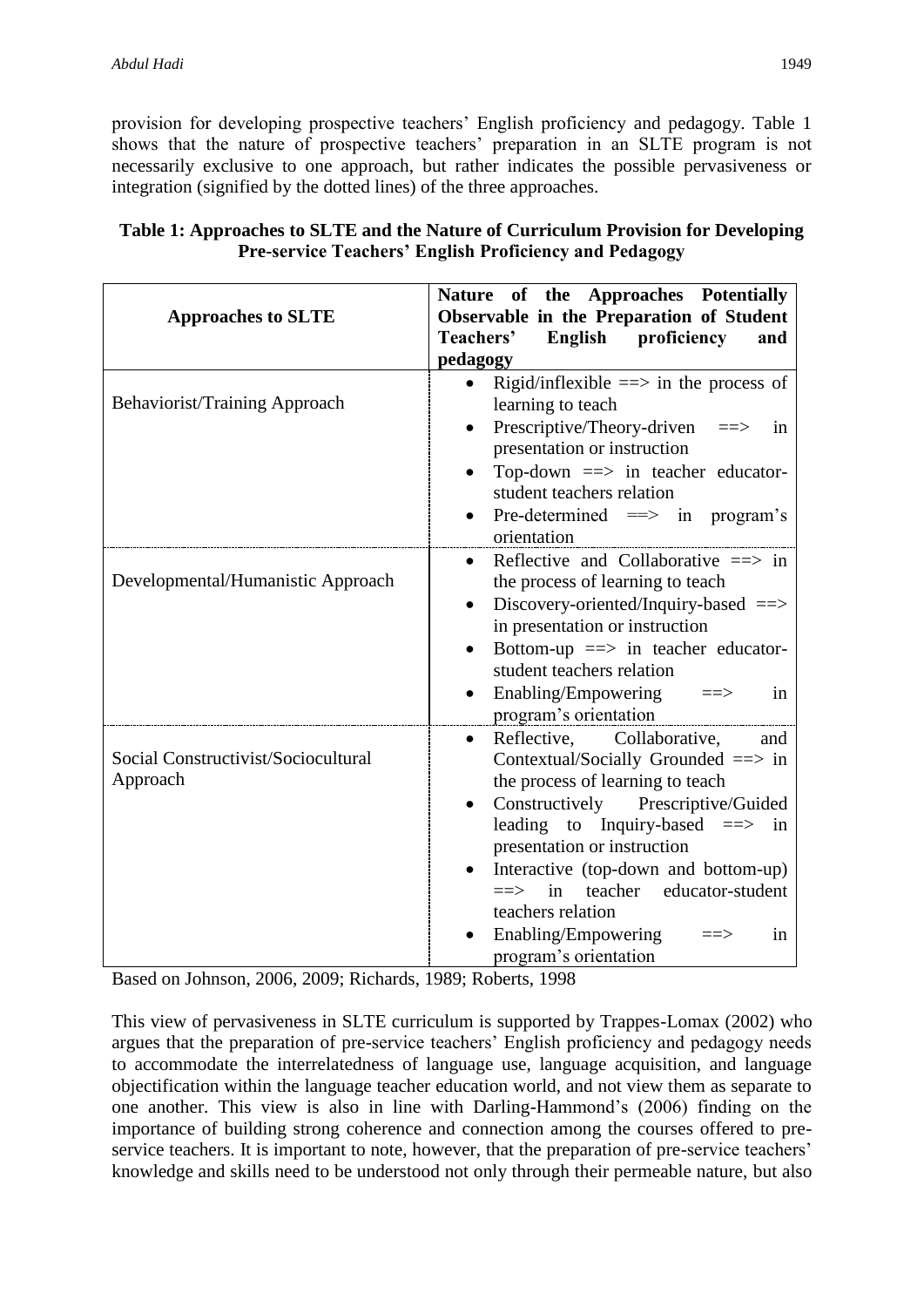provision for developing prospective teachers' English proficiency and pedagogy. Table 1 shows that the nature of prospective teachers' preparation in an SLTE program is not necessarily exclusive to one approach, but rather indicates the possible pervasiveness or integration (signified by the dotted lines) of the three approaches.

**Table 1: Approaches to SLTE and the Nature of Curriculum Provision for Developing Pre-service Teachers' English Proficiency and Pedagogy**

| Approaches to SLTE | Nature of the Approaches Potentially Observable in the Preparation of Student Teachers' English proficiency and pedagogy |
|---|---|
| Behaviorist/Training Approach | • Rigid/inflexible ==> in the process of learning to teach<br>• Prescriptive/Theory-driven ==> in presentation or instruction<br>• Top-down ==> in teacher educator-student teachers relation<br>• Pre-determined ==> in program's orientation |
| Developmental/Humanistic Approach | • Reflective and Collaborative ==> in the process of learning to teach<br>• Discovery-oriented/Inquiry-based ==> in presentation or instruction<br>• Bottom-up ==> in teacher educator-student teachers relation<br>• Enabling/Empowering ==> in program's orientation |
| Social Constructivist/Sociocultural Approach | • Reflective, Collaborative, and Contextual/Socially Grounded ==> in the process of learning to teach<br>• Constructively Prescriptive/Guided leading to Inquiry-based ==> in presentation or instruction<br>• Interactive (top-down and bottom-up) ==> in teacher educator-student teachers relation<br>• Enabling/Empowering ==> in program's orientation |

Based on Johnson, 2006, 2009; Richards, 1989; Roberts, 1998

This view of pervasiveness in SLTE curriculum is supported by Trappes-Lomax (2002) who argues that the preparation of pre-service teachers' English proficiency and pedagogy needs to accommodate the interrelatedness of language use, language acquisition, and language objectification within the language teacher education world, and not view them as separate to one another. This view is also in line with Darling-Hammond's (2006) finding on the importance of building strong coherence and connection among the courses offered to pre-service teachers. It is important to note, however, that the preparation of pre-service teachers' knowledge and skills need to be understood not only through their permeable nature, but also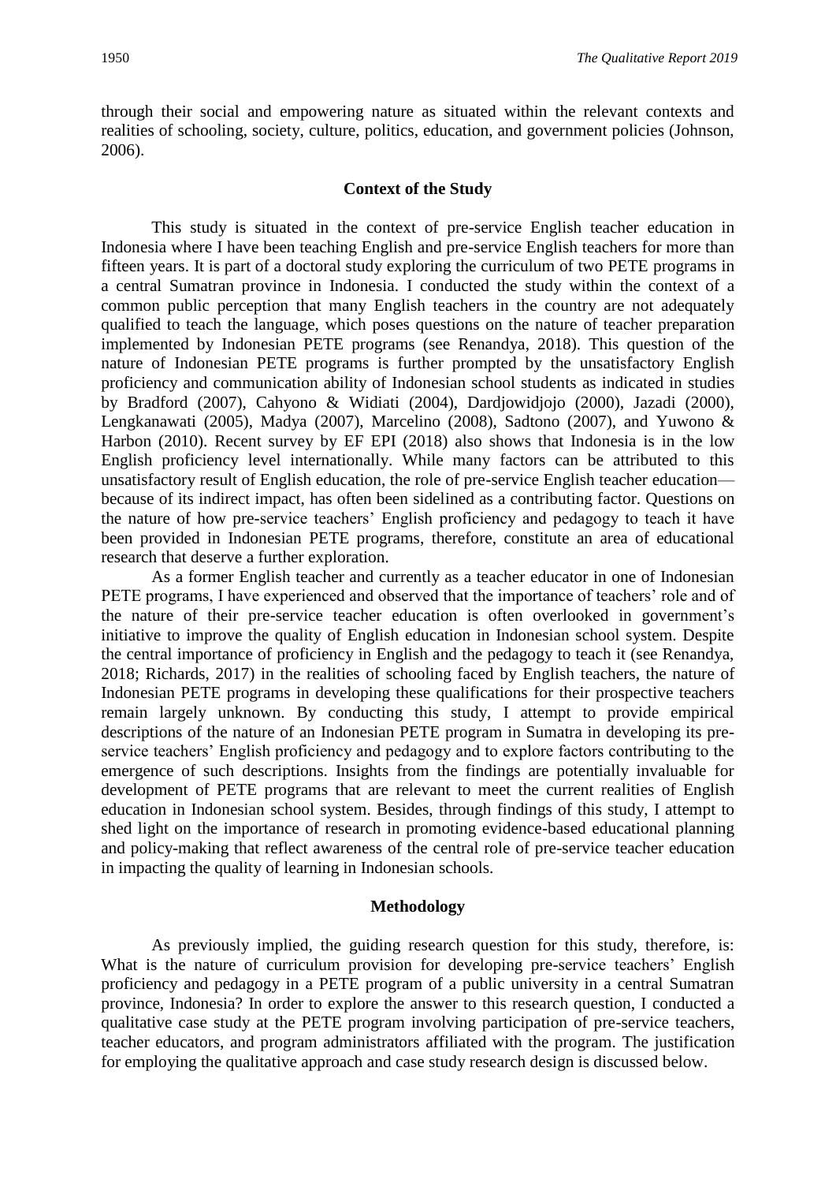through their social and empowering nature as situated within the relevant contexts and realities of schooling, society, culture, politics, education, and government policies (Johnson, 2006).

## Context of the Study

This study is situated in the context of pre-service English teacher education in Indonesia where I have been teaching English and pre-service English teachers for more than fifteen years. It is part of a doctoral study exploring the curriculum of two PETE programs in a central Sumatran province in Indonesia. I conducted the study within the context of a common public perception that many English teachers in the country are not adequately qualified to teach the language, which poses questions on the nature of teacher preparation implemented by Indonesian PETE programs (see Renandya, 2018). This question of the nature of Indonesian PETE programs is further prompted by the unsatisfactory English proficiency and communication ability of Indonesian school students as indicated in studies by Bradford (2007), Cahyono & Widiati (2004), Dardjowidjojo (2000), Jazadi (2000), Lengkanawati (2005), Madya (2007), Marcelino (2008), Sadtono (2007), and Yuwono & Harbon (2010). Recent survey by EF EPI (2018) also shows that Indonesia is in the low English proficiency level internationally. While many factors can be attributed to this unsatisfactory result of English education, the role of pre-service English teacher education—because of its indirect impact, has often been sidelined as a contributing factor. Questions on the nature of how pre-service teachers' English proficiency and pedagogy to teach it have been provided in Indonesian PETE programs, therefore, constitute an area of educational research that deserve a further exploration.

As a former English teacher and currently as a teacher educator in one of Indonesian PETE programs, I have experienced and observed that the importance of teachers' role and of the nature of their pre-service teacher education is often overlooked in government's initiative to improve the quality of English education in Indonesian school system. Despite the central importance of proficiency in English and the pedagogy to teach it (see Renandya, 2018; Richards, 2017) in the realities of schooling faced by English teachers, the nature of Indonesian PETE programs in developing these qualifications for their prospective teachers remain largely unknown. By conducting this study, I attempt to provide empirical descriptions of the nature of an Indonesian PETE program in Sumatra in developing its pre-service teachers' English proficiency and pedagogy and to explore factors contributing to the emergence of such descriptions. Insights from the findings are potentially invaluable for development of PETE programs that are relevant to meet the current realities of English education in Indonesian school system. Besides, through findings of this study, I attempt to shed light on the importance of research in promoting evidence-based educational planning and policy-making that reflect awareness of the central role of pre-service teacher education in impacting the quality of learning in Indonesian schools.

## Methodology

As previously implied, the guiding research question for this study, therefore, is: What is the nature of curriculum provision for developing pre-service teachers' English proficiency and pedagogy in a PETE program of a public university in a central Sumatran province, Indonesia? In order to explore the answer to this research question, I conducted a qualitative case study at the PETE program involving participation of pre-service teachers, teacher educators, and program administrators affiliated with the program. The justification for employing the qualitative approach and case study research design is discussed below.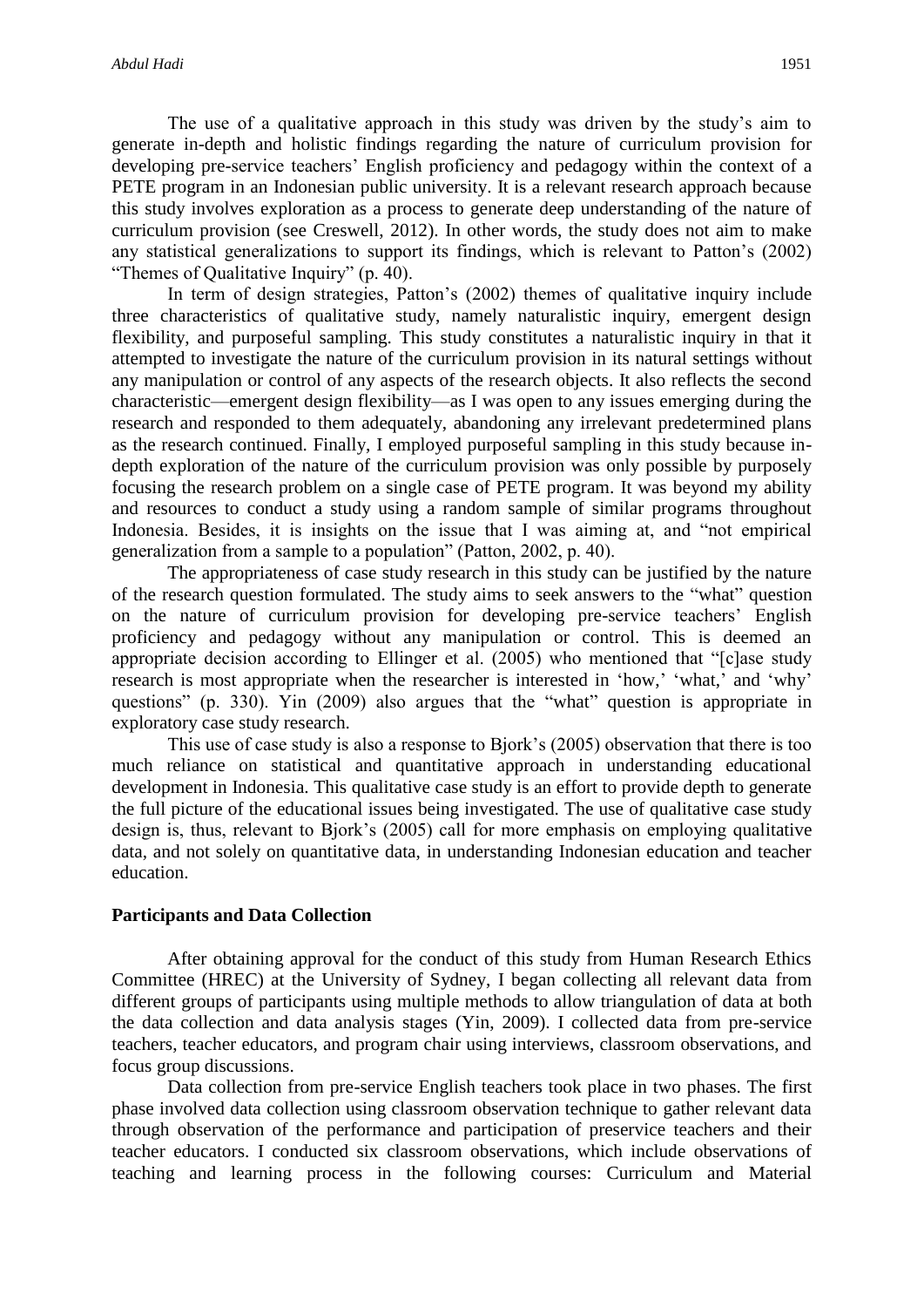The use of a qualitative approach in this study was driven by the study's aim to generate in-depth and holistic findings regarding the nature of curriculum provision for developing pre-service teachers' English proficiency and pedagogy within the context of a PETE program in an Indonesian public university. It is a relevant research approach because this study involves exploration as a process to generate deep understanding of the nature of curriculum provision (see Creswell, 2012). In other words, the study does not aim to make any statistical generalizations to support its findings, which is relevant to Patton's (2002) "Themes of Qualitative Inquiry" (p. 40).

In term of design strategies, Patton's (2002) themes of qualitative inquiry include three characteristics of qualitative study, namely naturalistic inquiry, emergent design flexibility, and purposeful sampling. This study constitutes a naturalistic inquiry in that it attempted to investigate the nature of the curriculum provision in its natural settings without any manipulation or control of any aspects of the research objects. It also reflects the second characteristic—emergent design flexibility—as I was open to any issues emerging during the research and responded to them adequately, abandoning any irrelevant predetermined plans as the research continued. Finally, I employed purposeful sampling in this study because in-depth exploration of the nature of the curriculum provision was only possible by purposely focusing the research problem on a single case of PETE program. It was beyond my ability and resources to conduct a study using a random sample of similar programs throughout Indonesia. Besides, it is insights on the issue that I was aiming at, and "not empirical generalization from a sample to a population" (Patton, 2002, p. 40).

The appropriateness of case study research in this study can be justified by the nature of the research question formulated. The study aims to seek answers to the "what" question on the nature of curriculum provision for developing pre-service teachers' English proficiency and pedagogy without any manipulation or control. This is deemed an appropriate decision according to Ellinger et al. (2005) who mentioned that "[c]ase study research is most appropriate when the researcher is interested in 'how,' 'what,' and 'why' questions" (p. 330). Yin (2009) also argues that the "what" question is appropriate in exploratory case study research.

This use of case study is also a response to Bjork's (2005) observation that there is too much reliance on statistical and quantitative approach in understanding educational development in Indonesia. This qualitative case study is an effort to provide depth to generate the full picture of the educational issues being investigated. The use of qualitative case study design is, thus, relevant to Bjork's (2005) call for more emphasis on employing qualitative data, and not solely on quantitative data, in understanding Indonesian education and teacher education.

## Participants and Data Collection

After obtaining approval for the conduct of this study from Human Research Ethics Committee (HREC) at the University of Sydney, I began collecting all relevant data from different groups of participants using multiple methods to allow triangulation of data at both the data collection and data analysis stages (Yin, 2009). I collected data from pre-service teachers, teacher educators, and program chair using interviews, classroom observations, and focus group discussions.

Data collection from pre-service English teachers took place in two phases. The first phase involved data collection using classroom observation technique to gather relevant data through observation of the performance and participation of preservice teachers and their teacher educators. I conducted six classroom observations, which include observations of teaching and learning process in the following courses: Curriculum and Material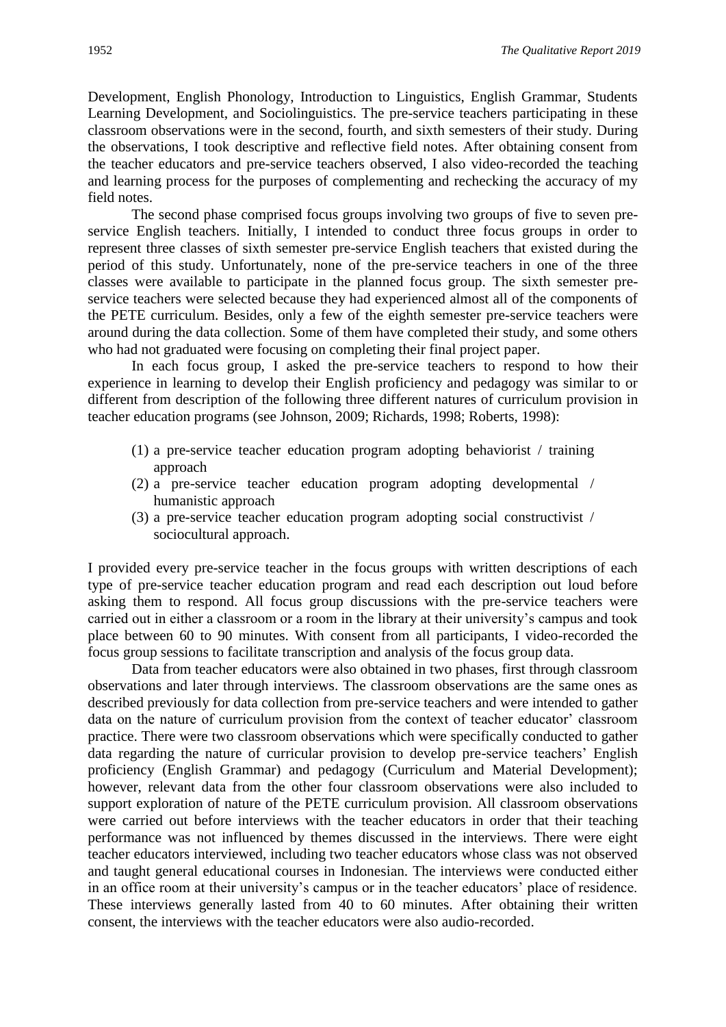Development, English Phonology, Introduction to Linguistics, English Grammar, Students Learning Development, and Sociolinguistics. The pre-service teachers participating in these classroom observations were in the second, fourth, and sixth semesters of their study. During the observations, I took descriptive and reflective field notes. After obtaining consent from the teacher educators and pre-service teachers observed, I also video-recorded the teaching and learning process for the purposes of complementing and rechecking the accuracy of my field notes.

The second phase comprised focus groups involving two groups of five to seven pre-service English teachers. Initially, I intended to conduct three focus groups in order to represent three classes of sixth semester pre-service English teachers that existed during the period of this study. Unfortunately, none of the pre-service teachers in one of the three classes were available to participate in the planned focus group. The sixth semester pre-service teachers were selected because they had experienced almost all of the components of the PETE curriculum. Besides, only a few of the eighth semester pre-service teachers were around during the data collection. Some of them have completed their study, and some others who had not graduated were focusing on completing their final project paper.

In each focus group, I asked the pre-service teachers to respond to how their experience in learning to develop their English proficiency and pedagogy was similar to or different from description of the following three different natures of curriculum provision in teacher education programs (see Johnson, 2009; Richards, 1998; Roberts, 1998):

(1) a pre-service teacher education program adopting behaviorist / training approach
(2) a pre-service teacher education program adopting developmental / humanistic approach
(3) a pre-service teacher education program adopting social constructivist / sociocultural approach.

I provided every pre-service teacher in the focus groups with written descriptions of each type of pre-service teacher education program and read each description out loud before asking them to respond. All focus group discussions with the pre-service teachers were carried out in either a classroom or a room in the library at their university's campus and took place between 60 to 90 minutes. With consent from all participants, I video-recorded the focus group sessions to facilitate transcription and analysis of the focus group data.

Data from teacher educators were also obtained in two phases, first through classroom observations and later through interviews. The classroom observations are the same ones as described previously for data collection from pre-service teachers and were intended to gather data on the nature of curriculum provision from the context of teacher educator' classroom practice. There were two classroom observations which were specifically conducted to gather data regarding the nature of curricular provision to develop pre-service teachers' English proficiency (English Grammar) and pedagogy (Curriculum and Material Development); however, relevant data from the other four classroom observations were also included to support exploration of nature of the PETE curriculum provision. All classroom observations were carried out before interviews with the teacher educators in order that their teaching performance was not influenced by themes discussed in the interviews. There were eight teacher educators interviewed, including two teacher educators whose class was not observed and taught general educational courses in Indonesian. The interviews were conducted either in an office room at their university's campus or in the teacher educators' place of residence. These interviews generally lasted from 40 to 60 minutes. After obtaining their written consent, the interviews with the teacher educators were also audio-recorded.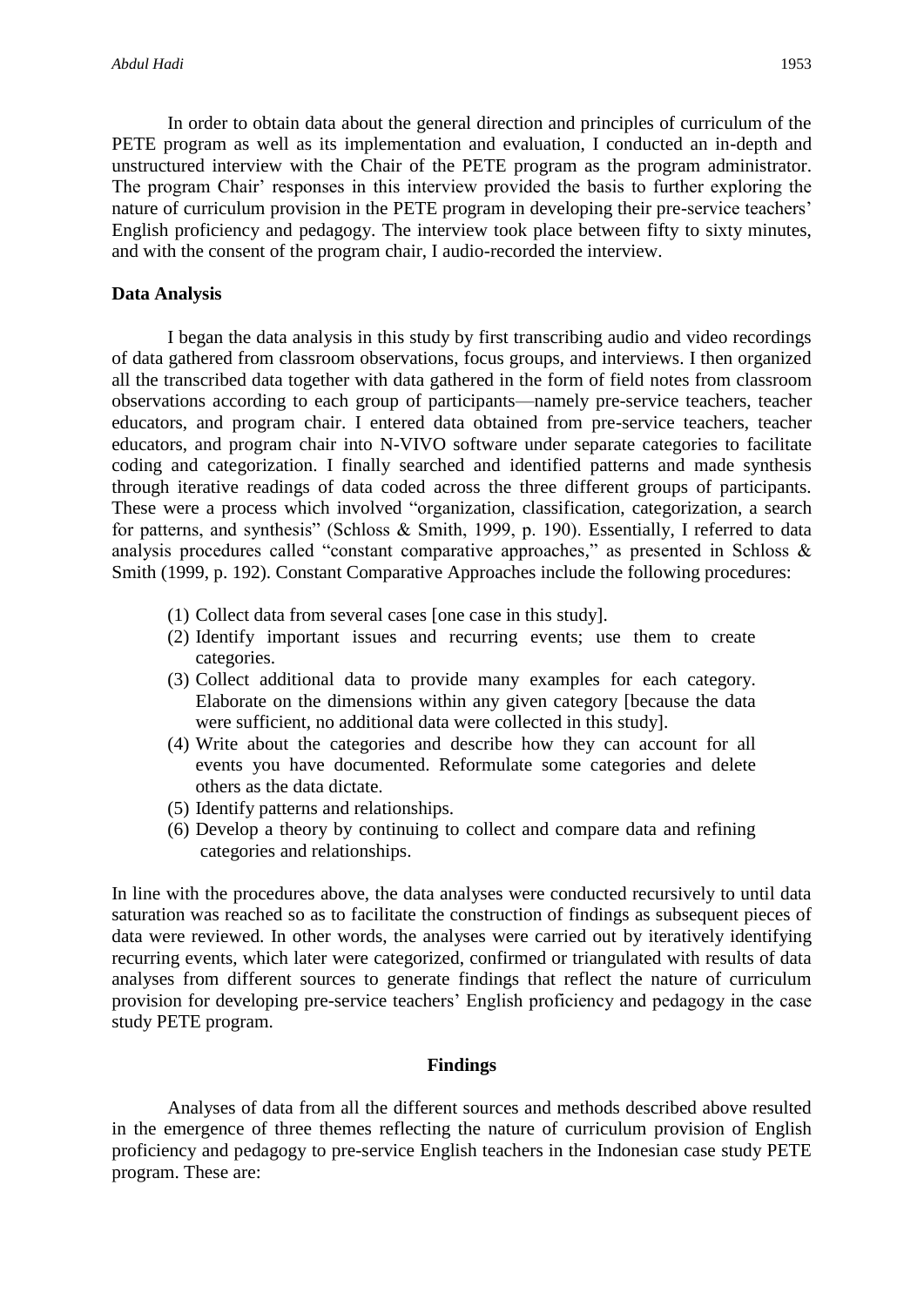In order to obtain data about the general direction and principles of curriculum of the PETE program as well as its implementation and evaluation, I conducted an in-depth and unstructured interview with the Chair of the PETE program as the program administrator. The program Chair' responses in this interview provided the basis to further exploring the nature of curriculum provision in the PETE program in developing their pre-service teachers' English proficiency and pedagogy. The interview took place between fifty to sixty minutes, and with the consent of the program chair, I audio-recorded the interview.

**Data Analysis**

I began the data analysis in this study by first transcribing audio and video recordings of data gathered from classroom observations, focus groups, and interviews. I then organized all the transcribed data together with data gathered in the form of field notes from classroom observations according to each group of participants—namely pre-service teachers, teacher educators, and program chair. I entered data obtained from pre-service teachers, teacher educators, and program chair into N-VIVO software under separate categories to facilitate coding and categorization. I finally searched and identified patterns and made synthesis through iterative readings of data coded across the three different groups of participants. These were a process which involved "organization, classification, categorization, a search for patterns, and synthesis" (Schloss & Smith, 1999, p. 190). Essentially, I referred to data analysis procedures called "constant comparative approaches," as presented in Schloss & Smith (1999, p. 192). Constant Comparative Approaches include the following procedures:

(1) Collect data from several cases [one case in this study].
(2) Identify important issues and recurring events; use them to create categories.
(3) Collect additional data to provide many examples for each category. Elaborate on the dimensions within any given category [because the data were sufficient, no additional data were collected in this study].
(4) Write about the categories and describe how they can account for all events you have documented. Reformulate some categories and delete others as the data dictate.
(5) Identify patterns and relationships.
(6) Develop a theory by continuing to collect and compare data and refining categories and relationships.

In line with the procedures above, the data analyses were conducted recursively to until data saturation was reached so as to facilitate the construction of findings as subsequent pieces of data were reviewed. In other words, the analyses were carried out by iteratively identifying recurring events, which later were categorized, confirmed or triangulated with results of data analyses from different sources to generate findings that reflect the nature of curriculum provision for developing pre-service teachers' English proficiency and pedagogy in the case study PETE program.

## Findings

Analyses of data from all the different sources and methods described above resulted in the emergence of three themes reflecting the nature of curriculum provision of English proficiency and pedagogy to pre-service English teachers in the Indonesian case study PETE program. These are: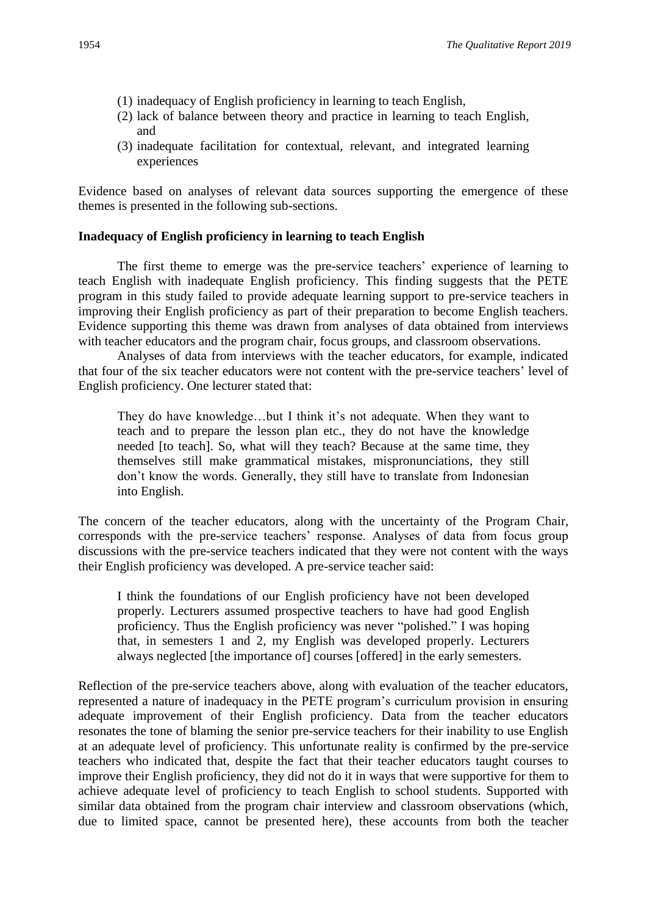(1) inadequacy of English proficiency in learning to teach English,
(2) lack of balance between theory and practice in learning to teach English, and
(3) inadequate facilitation for contextual, relevant, and integrated learning experiences

Evidence based on analyses of relevant data sources supporting the emergence of these themes is presented in the following sub-sections.

**Inadequacy of English proficiency in learning to teach English**

The first theme to emerge was the pre-service teachers' experience of learning to teach English with inadequate English proficiency. This finding suggests that the PETE program in this study failed to provide adequate learning support to pre-service teachers in improving their English proficiency as part of their preparation to become English teachers. Evidence supporting this theme was drawn from analyses of data obtained from interviews with teacher educators and the program chair, focus groups, and classroom observations.

Analyses of data from interviews with the teacher educators, for example, indicated that four of the six teacher educators were not content with the pre-service teachers' level of English proficiency. One lecturer stated that:

> They do have knowledge…but I think it's not adequate. When they want to teach and to prepare the lesson plan etc., they do not have the knowledge needed [to teach]. So, what will they teach? Because at the same time, they themselves still make grammatical mistakes, mispronunciations, they still don't know the words. Generally, they still have to translate from Indonesian into English.

The concern of the teacher educators, along with the uncertainty of the Program Chair, corresponds with the pre-service teachers' response. Analyses of data from focus group discussions with the pre-service teachers indicated that they were not content with the ways their English proficiency was developed. A pre-service teacher said:

> I think the foundations of our English proficiency have not been developed properly. Lecturers assumed prospective teachers to have had good English proficiency. Thus the English proficiency was never "polished." I was hoping that, in semesters 1 and 2, my English was developed properly. Lecturers always neglected [the importance of] courses [offered] in the early semesters.

Reflection of the pre-service teachers above, along with evaluation of the teacher educators, represented a nature of inadequacy in the PETE program's curriculum provision in ensuring adequate improvement of their English proficiency. Data from the teacher educators resonates the tone of blaming the senior pre-service teachers for their inability to use English at an adequate level of proficiency. This unfortunate reality is confirmed by the pre-service teachers who indicated that, despite the fact that their teacher educators taught courses to improve their English proficiency, they did not do it in ways that were supportive for them to achieve adequate level of proficiency to teach English to school students. Supported with similar data obtained from the program chair interview and classroom observations (which, due to limited space, cannot be presented here), these accounts from both the teacher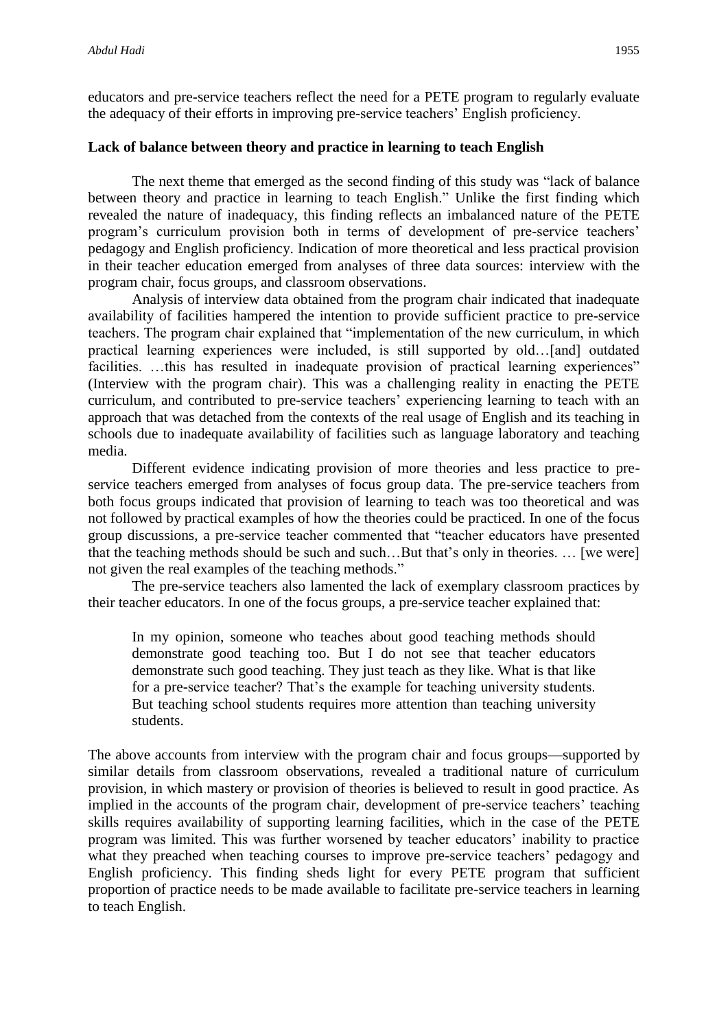educators and pre-service teachers reflect the need for a PETE program to regularly evaluate the adequacy of their efforts in improving pre-service teachers' English proficiency.

**Lack of balance between theory and practice in learning to teach English**

The next theme that emerged as the second finding of this study was "lack of balance between theory and practice in learning to teach English." Unlike the first finding which revealed the nature of inadequacy, this finding reflects an imbalanced nature of the PETE program's curriculum provision both in terms of development of pre-service teachers' pedagogy and English proficiency. Indication of more theoretical and less practical provision in their teacher education emerged from analyses of three data sources: interview with the program chair, focus groups, and classroom observations.

Analysis of interview data obtained from the program chair indicated that inadequate availability of facilities hampered the intention to provide sufficient practice to pre-service teachers. The program chair explained that "implementation of the new curriculum, in which practical learning experiences were included, is still supported by old…[and] outdated facilities. …this has resulted in inadequate provision of practical learning experiences" (Interview with the program chair). This was a challenging reality in enacting the PETE curriculum, and contributed to pre-service teachers' experiencing learning to teach with an approach that was detached from the contexts of the real usage of English and its teaching in schools due to inadequate availability of facilities such as language laboratory and teaching media.

Different evidence indicating provision of more theories and less practice to pre-service teachers emerged from analyses of focus group data. The pre-service teachers from both focus groups indicated that provision of learning to teach was too theoretical and was not followed by practical examples of how the theories could be practiced. In one of the focus group discussions, a pre-service teacher commented that "teacher educators have presented that the teaching methods should be such and such…But that's only in theories. … [we were] not given the real examples of the teaching methods."

The pre-service teachers also lamented the lack of exemplary classroom practices by their teacher educators. In one of the focus groups, a pre-service teacher explained that:

> In my opinion, someone who teaches about good teaching methods should demonstrate good teaching too. But I do not see that teacher educators demonstrate such good teaching. They just teach as they like. What is that like for a pre-service teacher? That's the example for teaching university students. But teaching school students requires more attention than teaching university students.

The above accounts from interview with the program chair and focus groups—supported by similar details from classroom observations, revealed a traditional nature of curriculum provision, in which mastery or provision of theories is believed to result in good practice. As implied in the accounts of the program chair, development of pre-service teachers' teaching skills requires availability of supporting learning facilities, which in the case of the PETE program was limited. This was further worsened by teacher educators' inability to practice what they preached when teaching courses to improve pre-service teachers' pedagogy and English proficiency. This finding sheds light for every PETE program that sufficient proportion of practice needs to be made available to facilitate pre-service teachers in learning to teach English.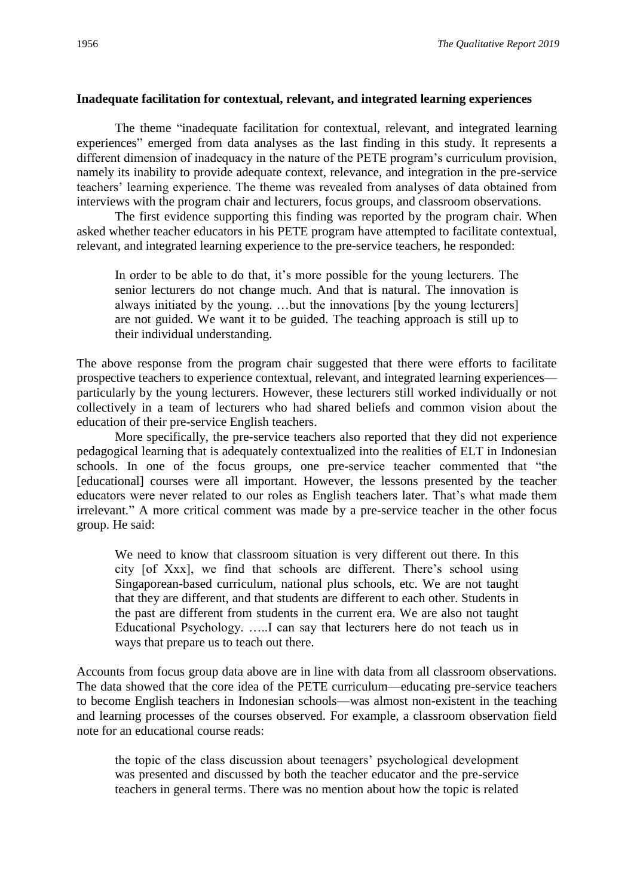### Inadequate facilitation for contextual, relevant, and integrated learning experiences

The theme "inadequate facilitation for contextual, relevant, and integrated learning experiences" emerged from data analyses as the last finding in this study. It represents a different dimension of inadequacy in the nature of the PETE program's curriculum provision, namely its inability to provide adequate context, relevance, and integration in the pre-service teachers' learning experience. The theme was revealed from analyses of data obtained from interviews with the program chair and lecturers, focus groups, and classroom observations.

The first evidence supporting this finding was reported by the program chair. When asked whether teacher educators in his PETE program have attempted to facilitate contextual, relevant, and integrated learning experience to the pre-service teachers, he responded:

> In order to be able to do that, it's more possible for the young lecturers. The senior lecturers do not change much. And that is natural. The innovation is always initiated by the young. …but the innovations [by the young lecturers] are not guided. We want it to be guided. The teaching approach is still up to their individual understanding.

The above response from the program chair suggested that there were efforts to facilitate prospective teachers to experience contextual, relevant, and integrated learning experiences—particularly by the young lecturers. However, these lecturers still worked individually or not collectively in a team of lecturers who had shared beliefs and common vision about the education of their pre-service English teachers.

More specifically, the pre-service teachers also reported that they did not experience pedagogical learning that is adequately contextualized into the realities of ELT in Indonesian schools. In one of the focus groups, one pre-service teacher commented that "the [educational] courses were all important. However, the lessons presented by the teacher educators were never related to our roles as English teachers later. That's what made them irrelevant." A more critical comment was made by a pre-service teacher in the other focus group. He said:

> We need to know that classroom situation is very different out there. In this city [of Xxx], we find that schools are different. There's school using Singaporean-based curriculum, national plus schools, etc. We are not taught that they are different, and that students are different to each other. Students in the past are different from students in the current era. We are also not taught Educational Psychology. …..I can say that lecturers here do not teach us in ways that prepare us to teach out there.

Accounts from focus group data above are in line with data from all classroom observations. The data showed that the core idea of the PETE curriculum—educating pre-service teachers to become English teachers in Indonesian schools—was almost non-existent in the teaching and learning processes of the courses observed. For example, a classroom observation field note for an educational course reads:

> the topic of the class discussion about teenagers' psychological development was presented and discussed by both the teacher educator and the pre-service teachers in general terms. There was no mention about how the topic is related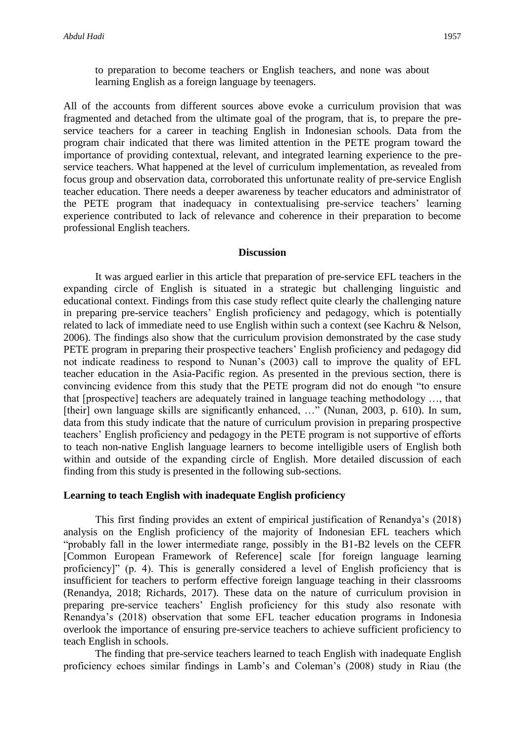to preparation to become teachers or English teachers, and none was about learning English as a foreign language by teenagers.

All of the accounts from different sources above evoke a curriculum provision that was fragmented and detached from the ultimate goal of the program, that is, to prepare the pre-service teachers for a career in teaching English in Indonesian schools. Data from the program chair indicated that there was limited attention in the PETE program toward the importance of providing contextual, relevant, and integrated learning experience to the pre-service teachers. What happened at the level of curriculum implementation, as revealed from focus group and observation data, corroborated this unfortunate reality of pre-service English teacher education. There needs a deeper awareness by teacher educators and administrator of the PETE program that inadequacy in contextualising pre-service teachers' learning experience contributed to lack of relevance and coherence in their preparation to become professional English teachers.

## Discussion

It was argued earlier in this article that preparation of pre-service EFL teachers in the expanding circle of English is situated in a strategic but challenging linguistic and educational context. Findings from this case study reflect quite clearly the challenging nature in preparing pre-service teachers' English proficiency and pedagogy, which is potentially related to lack of immediate need to use English within such a context (see Kachru & Nelson, 2006). The findings also show that the curriculum provision demonstrated by the case study PETE program in preparing their prospective teachers' English proficiency and pedagogy did not indicate readiness to respond to Nunan's (2003) call to improve the quality of EFL teacher education in the Asia-Pacific region. As presented in the previous section, there is convincing evidence from this study that the PETE program did not do enough "to ensure that [prospective] teachers are adequately trained in language teaching methodology …, that [their] own language skills are significantly enhanced, …" (Nunan, 2003, p. 610). In sum, data from this study indicate that the nature of curriculum provision in preparing prospective teachers' English proficiency and pedagogy in the PETE program is not supportive of efforts to teach non-native English language learners to become intelligible users of English both within and outside of the expanding circle of English. More detailed discussion of each finding from this study is presented in the following sub-sections.

### Learning to teach English with inadequate English proficiency

This first finding provides an extent of empirical justification of Renandya's (2018) analysis on the English proficiency of the majority of Indonesian EFL teachers which "probably fall in the lower intermediate range, possibly in the B1-B2 levels on the CEFR [Common European Framework of Reference] scale [for foreign language learning proficiency]" (p. 4). This is generally considered a level of English proficiency that is insufficient for teachers to perform effective foreign language teaching in their classrooms (Renandya, 2018; Richards, 2017). These data on the nature of curriculum provision in preparing pre-service teachers' English proficiency for this study also resonate with Renandya's (2018) observation that some EFL teacher education programs in Indonesia overlook the importance of ensuring pre-service teachers to achieve sufficient proficiency to teach English in schools.

The finding that pre-service teachers learned to teach English with inadequate English proficiency echoes similar findings in Lamb's and Coleman's (2008) study in Riau (the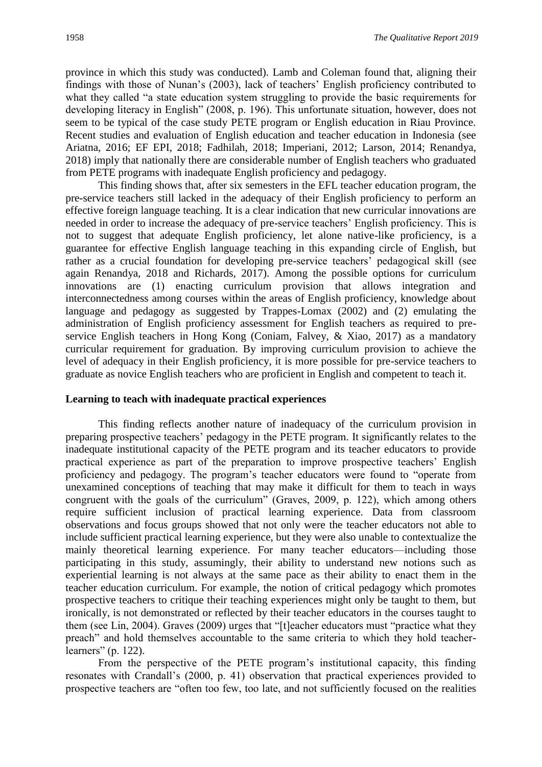province in which this study was conducted). Lamb and Coleman found that, aligning their findings with those of Nunan's (2003), lack of teachers' English proficiency contributed to what they called "a state education system struggling to provide the basic requirements for developing literacy in English" (2008, p. 196). This unfortunate situation, however, does not seem to be typical of the case study PETE program or English education in Riau Province. Recent studies and evaluation of English education and teacher education in Indonesia (see Ariatna, 2016; EF EPI, 2018; Fadhilah, 2018; Imperiani, 2012; Larson, 2014; Renandya, 2018) imply that nationally there are considerable number of English teachers who graduated from PETE programs with inadequate English proficiency and pedagogy.

This finding shows that, after six semesters in the EFL teacher education program, the pre-service teachers still lacked in the adequacy of their English proficiency to perform an effective foreign language teaching. It is a clear indication that new curricular innovations are needed in order to increase the adequacy of pre-service teachers' English proficiency. This is not to suggest that adequate English proficiency, let alone native-like proficiency, is a guarantee for effective English language teaching in this expanding circle of English, but rather as a crucial foundation for developing pre-service teachers' pedagogical skill (see again Renandya, 2018 and Richards, 2017). Among the possible options for curriculum innovations are (1) enacting curriculum provision that allows integration and interconnectedness among courses within the areas of English proficiency, knowledge about language and pedagogy as suggested by Trappes-Lomax (2002) and (2) emulating the administration of English proficiency assessment for English teachers as required to pre-service English teachers in Hong Kong (Coniam, Falvey, & Xiao, 2017) as a mandatory curricular requirement for graduation. By improving curriculum provision to achieve the level of adequacy in their English proficiency, it is more possible for pre-service teachers to graduate as novice English teachers who are proficient in English and competent to teach it.

**Learning to teach with inadequate practical experiences**

This finding reflects another nature of inadequacy of the curriculum provision in preparing prospective teachers' pedagogy in the PETE program. It significantly relates to the inadequate institutional capacity of the PETE program and its teacher educators to provide practical experience as part of the preparation to improve prospective teachers' English proficiency and pedagogy. The program's teacher educators were found to "operate from unexamined conceptions of teaching that may make it difficult for them to teach in ways congruent with the goals of the curriculum" (Graves, 2009, p. 122), which among others require sufficient inclusion of practical learning experience. Data from classroom observations and focus groups showed that not only were the teacher educators not able to include sufficient practical learning experience, but they were also unable to contextualize the mainly theoretical learning experience. For many teacher educators—including those participating in this study, assumingly, their ability to understand new notions such as experiential learning is not always at the same pace as their ability to enact them in the teacher education curriculum. For example, the notion of critical pedagogy which promotes prospective teachers to critique their teaching experiences might only be taught to them, but ironically, is not demonstrated or reflected by their teacher educators in the courses taught to them (see Lin, 2004). Graves (2009) urges that "[t]eacher educators must "practice what they preach" and hold themselves accountable to the same criteria to which they hold teacher-learners" (p. 122).

From the perspective of the PETE program's institutional capacity, this finding resonates with Crandall's (2000, p. 41) observation that practical experiences provided to prospective teachers are "often too few, too late, and not sufficiently focused on the realities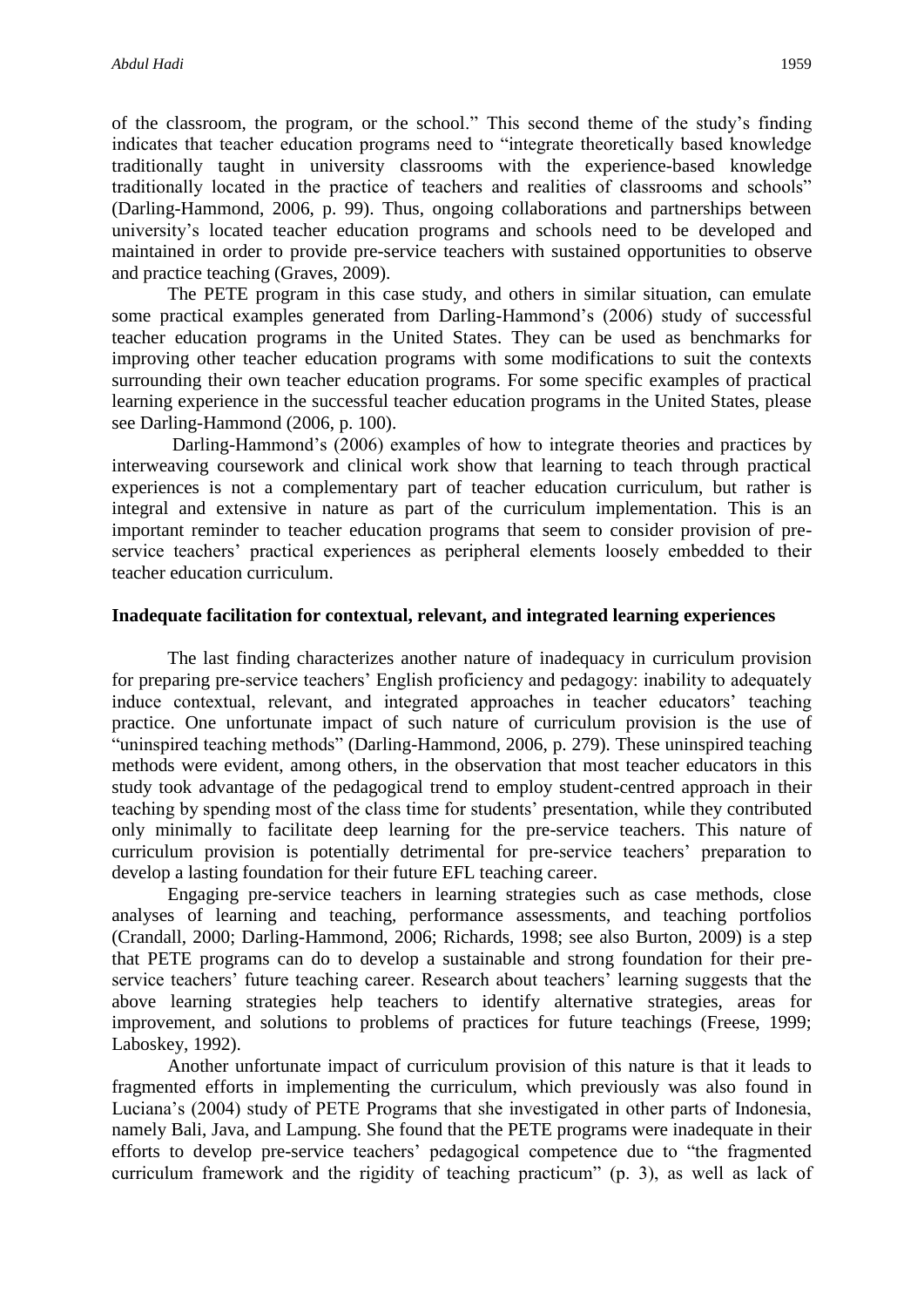of the classroom, the program, or the school." This second theme of the study's finding indicates that teacher education programs need to "integrate theoretically based knowledge traditionally taught in university classrooms with the experience-based knowledge traditionally located in the practice of teachers and realities of classrooms and schools" (Darling-Hammond, 2006, p. 99). Thus, ongoing collaborations and partnerships between university's located teacher education programs and schools need to be developed and maintained in order to provide pre-service teachers with sustained opportunities to observe and practice teaching (Graves, 2009).

The PETE program in this case study, and others in similar situation, can emulate some practical examples generated from Darling-Hammond's (2006) study of successful teacher education programs in the United States. They can be used as benchmarks for improving other teacher education programs with some modifications to suit the contexts surrounding their own teacher education programs. For some specific examples of practical learning experience in the successful teacher education programs in the United States, please see Darling-Hammond (2006, p. 100).

Darling-Hammond's (2006) examples of how to integrate theories and practices by interweaving coursework and clinical work show that learning to teach through practical experiences is not a complementary part of teacher education curriculum, but rather is integral and extensive in nature as part of the curriculum implementation. This is an important reminder to teacher education programs that seem to consider provision of pre-service teachers' practical experiences as peripheral elements loosely embedded to their teacher education curriculum.

**Inadequate facilitation for contextual, relevant, and integrated learning experiences**

The last finding characterizes another nature of inadequacy in curriculum provision for preparing pre-service teachers' English proficiency and pedagogy: inability to adequately induce contextual, relevant, and integrated approaches in teacher educators' teaching practice. One unfortunate impact of such nature of curriculum provision is the use of "uninspired teaching methods" (Darling-Hammond, 2006, p. 279). These uninspired teaching methods were evident, among others, in the observation that most teacher educators in this study took advantage of the pedagogical trend to employ student-centred approach in their teaching by spending most of the class time for students' presentation, while they contributed only minimally to facilitate deep learning for the pre-service teachers. This nature of curriculum provision is potentially detrimental for pre-service teachers' preparation to develop a lasting foundation for their future EFL teaching career.

Engaging pre-service teachers in learning strategies such as case methods, close analyses of learning and teaching, performance assessments, and teaching portfolios (Crandall, 2000; Darling-Hammond, 2006; Richards, 1998; see also Burton, 2009) is a step that PETE programs can do to develop a sustainable and strong foundation for their pre-service teachers' future teaching career. Research about teachers' learning suggests that the above learning strategies help teachers to identify alternative strategies, areas for improvement, and solutions to problems of practices for future teachings (Freese, 1999; Laboskey, 1992).

Another unfortunate impact of curriculum provision of this nature is that it leads to fragmented efforts in implementing the curriculum, which previously was also found in Luciana's (2004) study of PETE Programs that she investigated in other parts of Indonesia, namely Bali, Java, and Lampung. She found that the PETE programs were inadequate in their efforts to develop pre-service teachers' pedagogical competence due to "the fragmented curriculum framework and the rigidity of teaching practicum" (p. 3), as well as lack of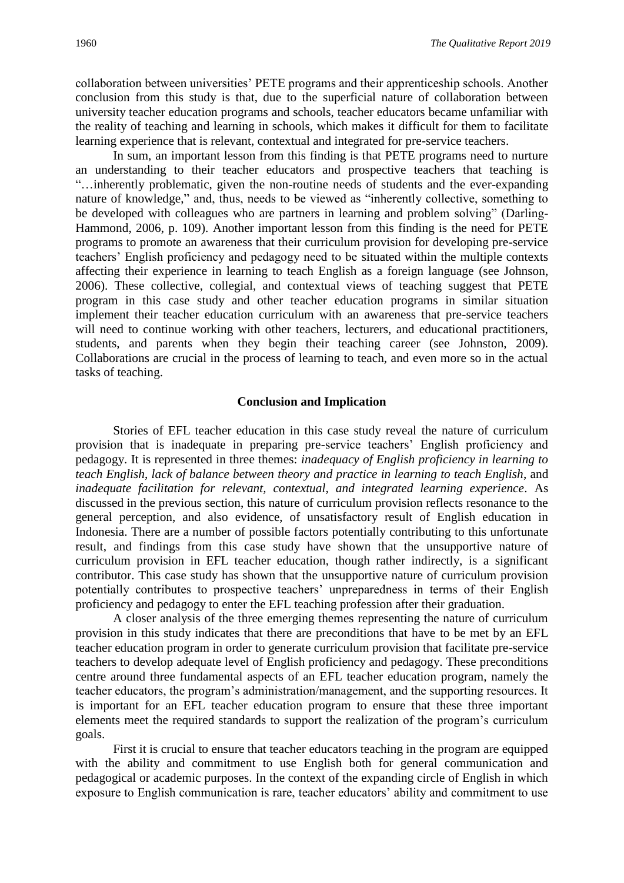collaboration between universities' PETE programs and their apprenticeship schools. Another conclusion from this study is that, due to the superficial nature of collaboration between university teacher education programs and schools, teacher educators became unfamiliar with the reality of teaching and learning in schools, which makes it difficult for them to facilitate learning experience that is relevant, contextual and integrated for pre-service teachers.

In sum, an important lesson from this finding is that PETE programs need to nurture an understanding to their teacher educators and prospective teachers that teaching is "…inherently problematic, given the non-routine needs of students and the ever-expanding nature of knowledge," and, thus, needs to be viewed as "inherently collective, something to be developed with colleagues who are partners in learning and problem solving" (Darling-Hammond, 2006, p. 109). Another important lesson from this finding is the need for PETE programs to promote an awareness that their curriculum provision for developing pre-service teachers' English proficiency and pedagogy need to be situated within the multiple contexts affecting their experience in learning to teach English as a foreign language (see Johnson, 2006). These collective, collegial, and contextual views of teaching suggest that PETE program in this case study and other teacher education programs in similar situation implement their teacher education curriculum with an awareness that pre-service teachers will need to continue working with other teachers, lecturers, and educational practitioners, students, and parents when they begin their teaching career (see Johnston, 2009). Collaborations are crucial in the process of learning to teach, and even more so in the actual tasks of teaching.

## Conclusion and Implication

Stories of EFL teacher education in this case study reveal the nature of curriculum provision that is inadequate in preparing pre-service teachers' English proficiency and pedagogy. It is represented in three themes: *inadequacy of English proficiency in learning to teach English*, *lack of balance between theory and practice in learning to teach English*, and *inadequate facilitation for relevant, contextual, and integrated learning experience*. As discussed in the previous section, this nature of curriculum provision reflects resonance to the general perception, and also evidence, of unsatisfactory result of English education in Indonesia. There are a number of possible factors potentially contributing to this unfortunate result, and findings from this case study have shown that the unsupportive nature of curriculum provision in EFL teacher education, though rather indirectly, is a significant contributor. This case study has shown that the unsupportive nature of curriculum provision potentially contributes to prospective teachers' unpreparedness in terms of their English proficiency and pedagogy to enter the EFL teaching profession after their graduation.

A closer analysis of the three emerging themes representing the nature of curriculum provision in this study indicates that there are preconditions that have to be met by an EFL teacher education program in order to generate curriculum provision that facilitate pre-service teachers to develop adequate level of English proficiency and pedagogy. These preconditions centre around three fundamental aspects of an EFL teacher education program, namely the teacher educators, the program's administration/management, and the supporting resources. It is important for an EFL teacher education program to ensure that these three important elements meet the required standards to support the realization of the program's curriculum goals.

First it is crucial to ensure that teacher educators teaching in the program are equipped with the ability and commitment to use English both for general communication and pedagogical or academic purposes. In the context of the expanding circle of English in which exposure to English communication is rare, teacher educators' ability and commitment to use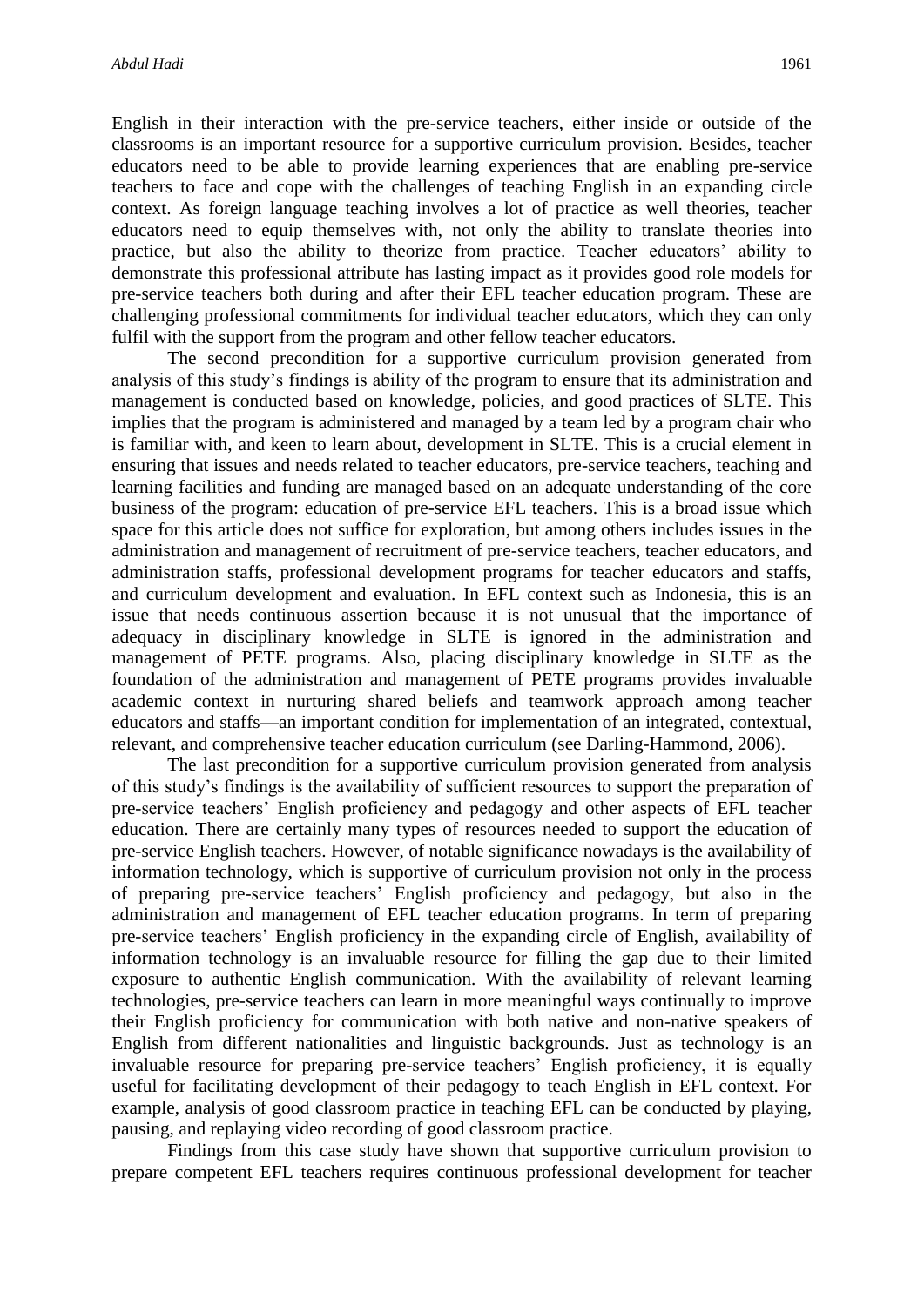English in their interaction with the pre-service teachers, either inside or outside of the classrooms is an important resource for a supportive curriculum provision. Besides, teacher educators need to be able to provide learning experiences that are enabling pre-service teachers to face and cope with the challenges of teaching English in an expanding circle context. As foreign language teaching involves a lot of practice as well theories, teacher educators need to equip themselves with, not only the ability to translate theories into practice, but also the ability to theorize from practice. Teacher educators' ability to demonstrate this professional attribute has lasting impact as it provides good role models for pre-service teachers both during and after their EFL teacher education program. These are challenging professional commitments for individual teacher educators, which they can only fulfil with the support from the program and other fellow teacher educators.

The second precondition for a supportive curriculum provision generated from analysis of this study's findings is ability of the program to ensure that its administration and management is conducted based on knowledge, policies, and good practices of SLTE. This implies that the program is administered and managed by a team led by a program chair who is familiar with, and keen to learn about, development in SLTE. This is a crucial element in ensuring that issues and needs related to teacher educators, pre-service teachers, teaching and learning facilities and funding are managed based on an adequate understanding of the core business of the program: education of pre-service EFL teachers. This is a broad issue which space for this article does not suffice for exploration, but among others includes issues in the administration and management of recruitment of pre-service teachers, teacher educators, and administration staffs, professional development programs for teacher educators and staffs, and curriculum development and evaluation. In EFL context such as Indonesia, this is an issue that needs continuous assertion because it is not unusual that the importance of adequacy in disciplinary knowledge in SLTE is ignored in the administration and management of PETE programs. Also, placing disciplinary knowledge in SLTE as the foundation of the administration and management of PETE programs provides invaluable academic context in nurturing shared beliefs and teamwork approach among teacher educators and staffs—an important condition for implementation of an integrated, contextual, relevant, and comprehensive teacher education curriculum (see Darling-Hammond, 2006).

The last precondition for a supportive curriculum provision generated from analysis of this study's findings is the availability of sufficient resources to support the preparation of pre-service teachers' English proficiency and pedagogy and other aspects of EFL teacher education. There are certainly many types of resources needed to support the education of pre-service English teachers. However, of notable significance nowadays is the availability of information technology, which is supportive of curriculum provision not only in the process of preparing pre-service teachers' English proficiency and pedagogy, but also in the administration and management of EFL teacher education programs. In term of preparing pre-service teachers' English proficiency in the expanding circle of English, availability of information technology is an invaluable resource for filling the gap due to their limited exposure to authentic English communication. With the availability of relevant learning technologies, pre-service teachers can learn in more meaningful ways continually to improve their English proficiency for communication with both native and non-native speakers of English from different nationalities and linguistic backgrounds. Just as technology is an invaluable resource for preparing pre-service teachers' English proficiency, it is equally useful for facilitating development of their pedagogy to teach English in EFL context. For example, analysis of good classroom practice in teaching EFL can be conducted by playing, pausing, and replaying video recording of good classroom practice.

Findings from this case study have shown that supportive curriculum provision to prepare competent EFL teachers requires continuous professional development for teacher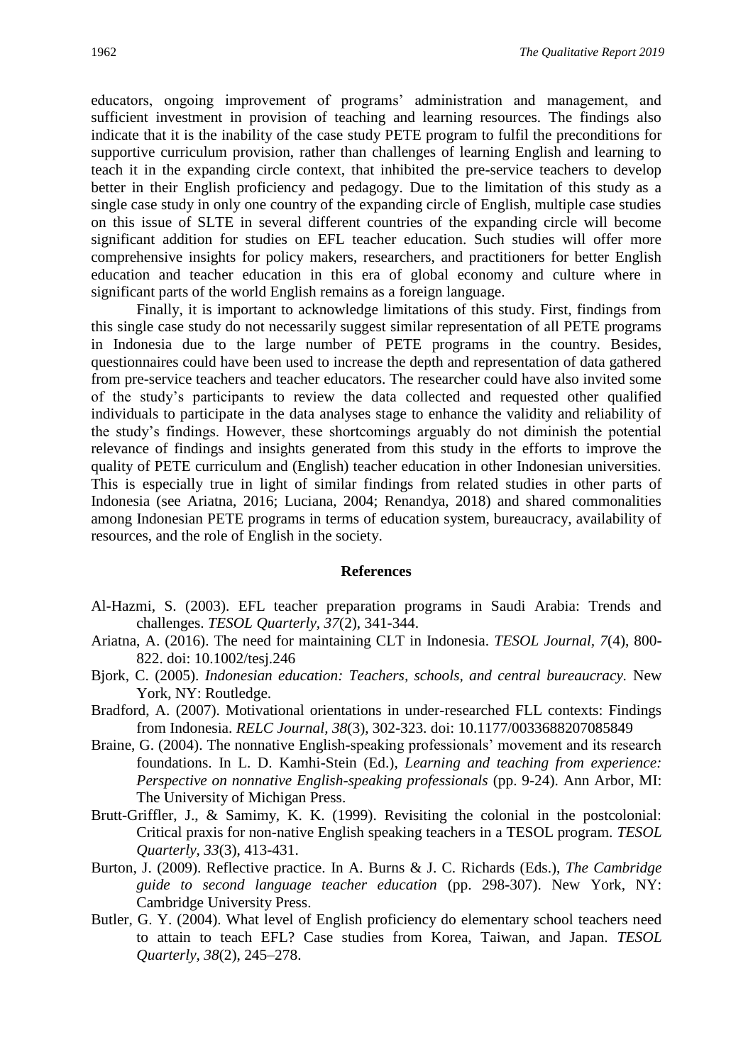educators, ongoing improvement of programs' administration and management, and sufficient investment in provision of teaching and learning resources. The findings also indicate that it is the inability of the case study PETE program to fulfil the preconditions for supportive curriculum provision, rather than challenges of learning English and learning to teach it in the expanding circle context, that inhibited the pre-service teachers to develop better in their English proficiency and pedagogy. Due to the limitation of this study as a single case study in only one country of the expanding circle of English, multiple case studies on this issue of SLTE in several different countries of the expanding circle will become significant addition for studies on EFL teacher education. Such studies will offer more comprehensive insights for policy makers, researchers, and practitioners for better English education and teacher education in this era of global economy and culture where in significant parts of the world English remains as a foreign language.

Finally, it is important to acknowledge limitations of this study. First, findings from this single case study do not necessarily suggest similar representation of all PETE programs in Indonesia due to the large number of PETE programs in the country. Besides, questionnaires could have been used to increase the depth and representation of data gathered from pre-service teachers and teacher educators. The researcher could have also invited some of the study's participants to review the data collected and requested other qualified individuals to participate in the data analyses stage to enhance the validity and reliability of the study's findings. However, these shortcomings arguably do not diminish the potential relevance of findings and insights generated from this study in the efforts to improve the quality of PETE curriculum and (English) teacher education in other Indonesian universities. This is especially true in light of similar findings from related studies in other parts of Indonesia (see Ariatna, 2016; Luciana, 2004; Renandya, 2018) and shared commonalities among Indonesian PETE programs in terms of education system, bureaucracy, availability of resources, and the role of English in the society.

## References

Al-Hazmi, S. (2003). EFL teacher preparation programs in Saudi Arabia: Trends and challenges. *TESOL Quarterly, 37*(2), 341-344.

Ariatna, A. (2016). The need for maintaining CLT in Indonesia. *TESOL Journal, 7*(4), 800-822. doi: 10.1002/tesj.246

Bjork, C. (2005). *Indonesian education: Teachers, schools, and central bureaucracy.* New York, NY: Routledge.

Bradford, A. (2007). Motivational orientations in under-researched FLL contexts: Findings from Indonesia. *RELC Journal, 38*(3), 302-323. doi: 10.1177/0033688207085849

Braine, G. (2004). The nonnative English-speaking professionals' movement and its research foundations. In L. D. Kamhi-Stein (Ed.), *Learning and teaching from experience: Perspective on nonnative English-speaking professionals* (pp. 9-24). Ann Arbor, MI: The University of Michigan Press.

Brutt-Griffler, J., & Samimy, K. K. (1999). Revisiting the colonial in the postcolonial: Critical praxis for non-native English speaking teachers in a TESOL program. *TESOL Quarterly, 33*(3), 413-431.

Burton, J. (2009). Reflective practice. In A. Burns & J. C. Richards (Eds.), *The Cambridge guide to second language teacher education* (pp. 298-307). New York, NY: Cambridge University Press.

Butler, G. Y. (2004). What level of English proficiency do elementary school teachers need to attain to teach EFL? Case studies from Korea, Taiwan, and Japan. *TESOL Quarterly, 38*(2), 245–278.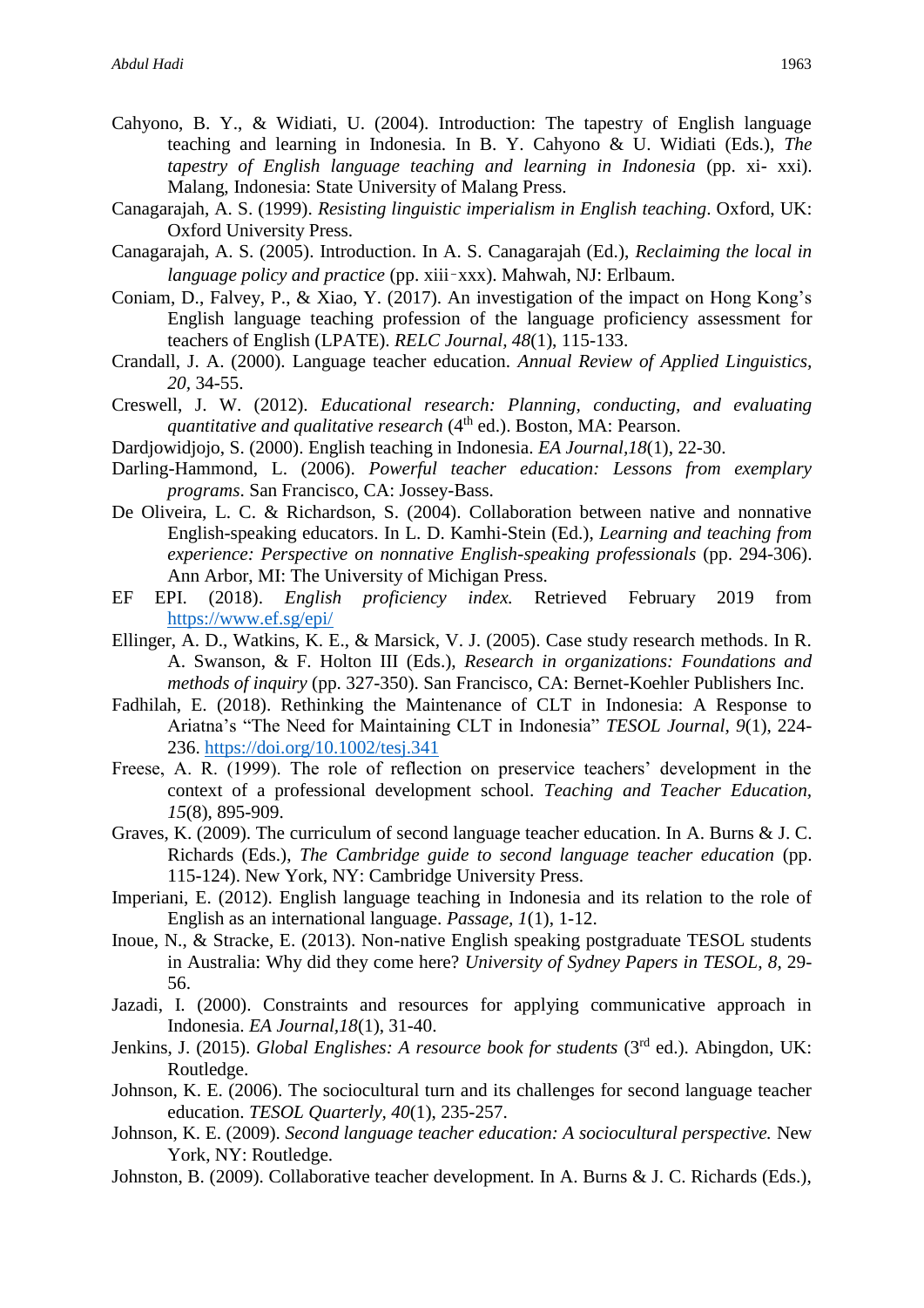Cahyono, B. Y., & Widiati, U. (2004). Introduction: The tapestry of English language teaching and learning in Indonesia. In B. Y. Cahyono & U. Widiati (Eds.), *The tapestry of English language teaching and learning in Indonesia* (pp. xi- xxi). Malang, Indonesia: State University of Malang Press.

Canagarajah, A. S. (1999). *Resisting linguistic imperialism in English teaching*. Oxford, UK: Oxford University Press.

Canagarajah, A. S. (2005). Introduction. In A. S. Canagarajah (Ed.), *Reclaiming the local in language policy and practice* (pp. xiii‑xxx). Mahwah, NJ: Erlbaum.

Coniam, D., Falvey, P., & Xiao, Y. (2017). An investigation of the impact on Hong Kong's English language teaching profession of the language proficiency assessment for teachers of English (LPATE). *RELC Journal, 48*(1), 115-133.

Crandall, J. A. (2000). Language teacher education. *Annual Review of Applied Linguistics, 20*, 34-55.

Creswell, J. W. (2012). *Educational research: Planning, conducting, and evaluating quantitative and qualitative research* (4th ed.). Boston, MA: Pearson.

Dardjowidjojo, S. (2000). English teaching in Indonesia. *EA Journal,18*(1), 22-30.

Darling-Hammond, L. (2006). *Powerful teacher education: Lessons from exemplary programs*. San Francisco, CA: Jossey-Bass.

De Oliveira, L. C. & Richardson, S. (2004). Collaboration between native and nonnative English-speaking educators. In L. D. Kamhi-Stein (Ed.), *Learning and teaching from experience: Perspective on nonnative English-speaking professionals* (pp. 294-306). Ann Arbor, MI: The University of Michigan Press.

EF EPI. (2018). *English proficiency index.* Retrieved February 2019 from https://www.ef.sg/epi/

Ellinger, A. D., Watkins, K. E., & Marsick, V. J. (2005). Case study research methods. In R. A. Swanson, & F. Holton III (Eds.), *Research in organizations: Foundations and methods of inquiry* (pp. 327-350). San Francisco, CA: Bernet-Koehler Publishers Inc.

Fadhilah, E. (2018). Rethinking the Maintenance of CLT in Indonesia: A Response to Ariatna's "The Need for Maintaining CLT in Indonesia" *TESOL Journal, 9*(1), 224-236. https://doi.org/10.1002/tesj.341

Freese, A. R. (1999). The role of reflection on preservice teachers' development in the context of a professional development school. *Teaching and Teacher Education, 15*(8), 895-909.

Graves, K. (2009). The curriculum of second language teacher education. In A. Burns & J. C. Richards (Eds.), *The Cambridge guide to second language teacher education* (pp. 115-124). New York, NY: Cambridge University Press.

Imperiani, E. (2012). English language teaching in Indonesia and its relation to the role of English as an international language. *Passage, 1*(1), 1-12.

Inoue, N., & Stracke, E. (2013). Non-native English speaking postgraduate TESOL students in Australia: Why did they come here? *University of Sydney Papers in TESOL, 8*, 29-56.

Jazadi, I. (2000). Constraints and resources for applying communicative approach in Indonesia. *EA Journal,18*(1), 31-40.

Jenkins, J. (2015). *Global Englishes: A resource book for students* (3rd ed.). Abingdon, UK: Routledge.

Johnson, K. E. (2006). The sociocultural turn and its challenges for second language teacher education. *TESOL Quarterly, 40*(1), 235-257.

Johnson, K. E. (2009). *Second language teacher education: A sociocultural perspective.* New York, NY: Routledge.

Johnston, B. (2009). Collaborative teacher development. In A. Burns & J. C. Richards (Eds.),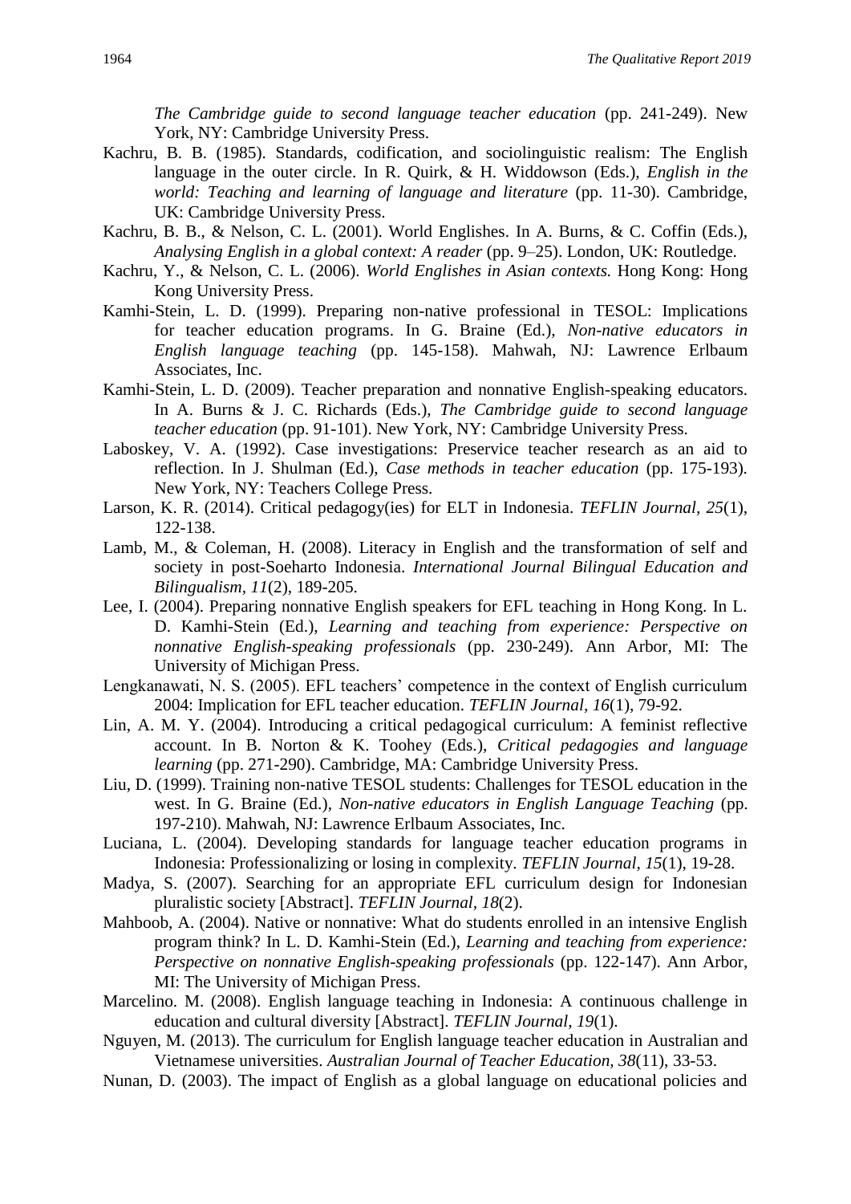*The Cambridge guide to second language teacher education* (pp. 241-249). New York, NY: Cambridge University Press.

Kachru, B. B. (1985). Standards, codification, and sociolinguistic realism: The English language in the outer circle. In R. Quirk, & H. Widdowson (Eds.), *English in the world: Teaching and learning of language and literature* (pp. 11-30). Cambridge, UK: Cambridge University Press.

Kachru, B. B., & Nelson, C. L. (2001). World Englishes. In A. Burns, & C. Coffin (Eds.), *Analysing English in a global context: A reader* (pp. 9–25). London, UK: Routledge.

Kachru, Y., & Nelson, C. L. (2006). *World Englishes in Asian contexts.* Hong Kong: Hong Kong University Press.

Kamhi-Stein, L. D. (1999). Preparing non-native professional in TESOL: Implications for teacher education programs. In G. Braine (Ed.), *Non-native educators in English language teaching* (pp. 145-158). Mahwah, NJ: Lawrence Erlbaum Associates, Inc.

Kamhi-Stein, L. D. (2009). Teacher preparation and nonnative English-speaking educators. In A. Burns & J. C. Richards (Eds.), *The Cambridge guide to second language teacher education* (pp. 91-101). New York, NY: Cambridge University Press.

Laboskey, V. A. (1992). Case investigations: Preservice teacher research as an aid to reflection. In J. Shulman (Ed.), *Case methods in teacher education* (pp. 175-193). New York, NY: Teachers College Press.

Larson, K. R. (2014). Critical pedagogy(ies) for ELT in Indonesia. *TEFLIN Journal, 25*(1), 122-138.

Lamb, M., & Coleman, H. (2008). Literacy in English and the transformation of self and society in post-Soeharto Indonesia. *International Journal Bilingual Education and Bilingualism, 11*(2), 189-205.

Lee, I. (2004). Preparing nonnative English speakers for EFL teaching in Hong Kong. In L. D. Kamhi-Stein (Ed.), *Learning and teaching from experience: Perspective on nonnative English-speaking professionals* (pp. 230-249). Ann Arbor, MI: The University of Michigan Press.

Lengkanawati, N. S. (2005). EFL teachers' competence in the context of English curriculum 2004: Implication for EFL teacher education. *TEFLIN Journal, 16*(1), 79-92.

Lin, A. M. Y. (2004). Introducing a critical pedagogical curriculum: A feminist reflective account. In B. Norton & K. Toohey (Eds.), *Critical pedagogies and language learning* (pp. 271-290). Cambridge, MA: Cambridge University Press.

Liu, D. (1999). Training non-native TESOL students: Challenges for TESOL education in the west. In G. Braine (Ed.), *Non-native educators in English Language Teaching* (pp. 197-210). Mahwah, NJ: Lawrence Erlbaum Associates, Inc.

Luciana, L. (2004). Developing standards for language teacher education programs in Indonesia: Professionalizing or losing in complexity. *TEFLIN Journal*, *15*(1), 19-28.

Madya, S. (2007). Searching for an appropriate EFL curriculum design for Indonesian pluralistic society [Abstract]. *TEFLIN Journal*, *18*(2).

Mahboob, A. (2004). Native or nonnative: What do students enrolled in an intensive English program think? In L. D. Kamhi-Stein (Ed.), *Learning and teaching from experience: Perspective on nonnative English-speaking professionals* (pp. 122-147). Ann Arbor, MI: The University of Michigan Press.

Marcelino. M. (2008). English language teaching in Indonesia: A continuous challenge in education and cultural diversity [Abstract]. *TEFLIN Journal, 19*(1).

Nguyen, M. (2013). The curriculum for English language teacher education in Australian and Vietnamese universities. *Australian Journal of Teacher Education, 38*(11), 33-53.

Nunan, D. (2003). The impact of English as a global language on educational policies and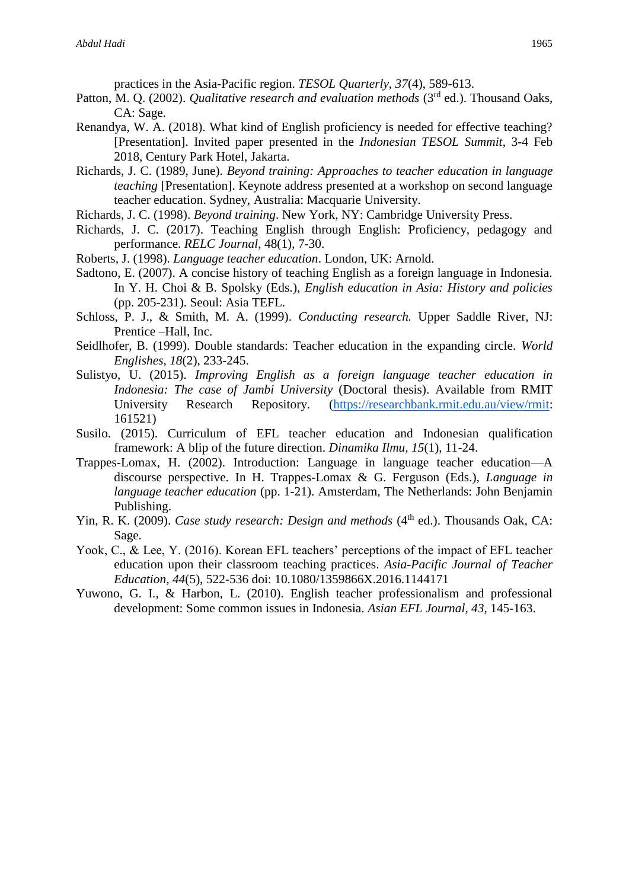practices in the Asia-Pacific region. *TESOL Quarterly, 37*(4), 589-613.

Patton, M. Q. (2002). *Qualitative research and evaluation methods* (3rd ed.). Thousand Oaks, CA: Sage.

Renandya, W. A. (2018). What kind of English proficiency is needed for effective teaching? [Presentation]. Invited paper presented in the *Indonesian TESOL Summit*, 3-4 Feb 2018, Century Park Hotel, Jakarta.

Richards, J. C. (1989, June). *Beyond training: Approaches to teacher education in language teaching* [Presentation]. Keynote address presented at a workshop on second language teacher education. Sydney, Australia: Macquarie University.

Richards, J. C. (1998). *Beyond training*. New York, NY: Cambridge University Press.

Richards, J. C. (2017). Teaching English through English: Proficiency, pedagogy and performance. *RELC Journal*, 48(1), 7-30.

Roberts, J. (1998). *Language teacher education*. London, UK: Arnold.

Sadtono, E. (2007). A concise history of teaching English as a foreign language in Indonesia. In Y. H. Choi & B. Spolsky (Eds.), *English education in Asia: History and policies* (pp. 205-231). Seoul: Asia TEFL.

Schloss, P. J., & Smith, M. A. (1999). *Conducting research.* Upper Saddle River, NJ: Prentice –Hall, Inc.

Seidlhofer, B. (1999). Double standards: Teacher education in the expanding circle. *World Englishes*, *18*(2), 233-245.

Sulistyo, U. (2015). *Improving English as a foreign language teacher education in Indonesia: The case of Jambi University* (Doctoral thesis). Available from RMIT University Research Repository. (https://researchbank.rmit.edu.au/view/rmit: 161521)

Susilo. (2015). Curriculum of EFL teacher education and Indonesian qualification framework: A blip of the future direction. *Dinamika Ilmu*, *15*(1), 11-24.

Trappes-Lomax, H. (2002). Introduction: Language in language teacher education—A discourse perspective. In H. Trappes-Lomax & G. Ferguson (Eds.), *Language in language teacher education* (pp. 1-21). Amsterdam, The Netherlands: John Benjamin Publishing.

Yin, R. K. (2009). *Case study research: Design and methods* (4th ed.). Thousands Oak, CA: Sage.

Yook, C., & Lee, Y. (2016). Korean EFL teachers' perceptions of the impact of EFL teacher education upon their classroom teaching practices. *Asia-Pacific Journal of Teacher Education*, *44*(5), 522-536 doi: 10.1080/1359866X.2016.1144171

Yuwono, G. I., & Harbon, L. (2010). English teacher professionalism and professional development: Some common issues in Indonesia. *Asian EFL Journal, 43*, 145-163.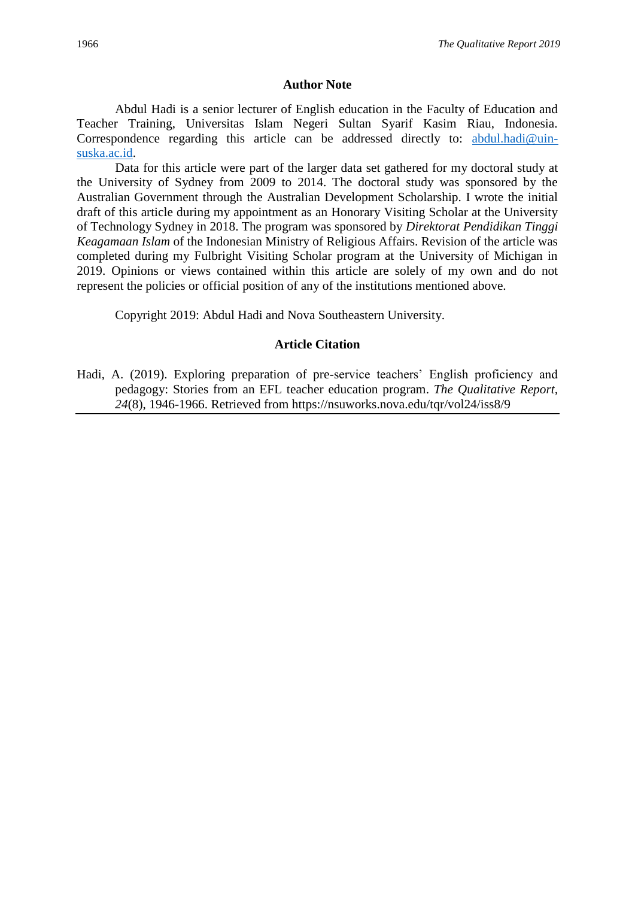## Author Note

Abdul Hadi is a senior lecturer of English education in the Faculty of Education and Teacher Training, Universitas Islam Negeri Sultan Syarif Kasim Riau, Indonesia. Correspondence regarding this article can be addressed directly to: abdul.hadi@uin-suska.ac.id.

Data for this article were part of the larger data set gathered for my doctoral study at the University of Sydney from 2009 to 2014. The doctoral study was sponsored by the Australian Government through the Australian Development Scholarship. I wrote the initial draft of this article during my appointment as an Honorary Visiting Scholar at the University of Technology Sydney in 2018. The program was sponsored by *Direktorat Pendidikan Tinggi Keagamaan Islam* of the Indonesian Ministry of Religious Affairs. Revision of the article was completed during my Fulbright Visiting Scholar program at the University of Michigan in 2019. Opinions or views contained within this article are solely of my own and do not represent the policies or official position of any of the institutions mentioned above.

Copyright 2019: Abdul Hadi and Nova Southeastern University.

## Article Citation

Hadi, A. (2019). Exploring preparation of pre-service teachers' English proficiency and pedagogy: Stories from an EFL teacher education program. *The Qualitative Report, 24*(8), 1946-1966. Retrieved from https://nsuworks.nova.edu/tqr/vol24/iss8/9